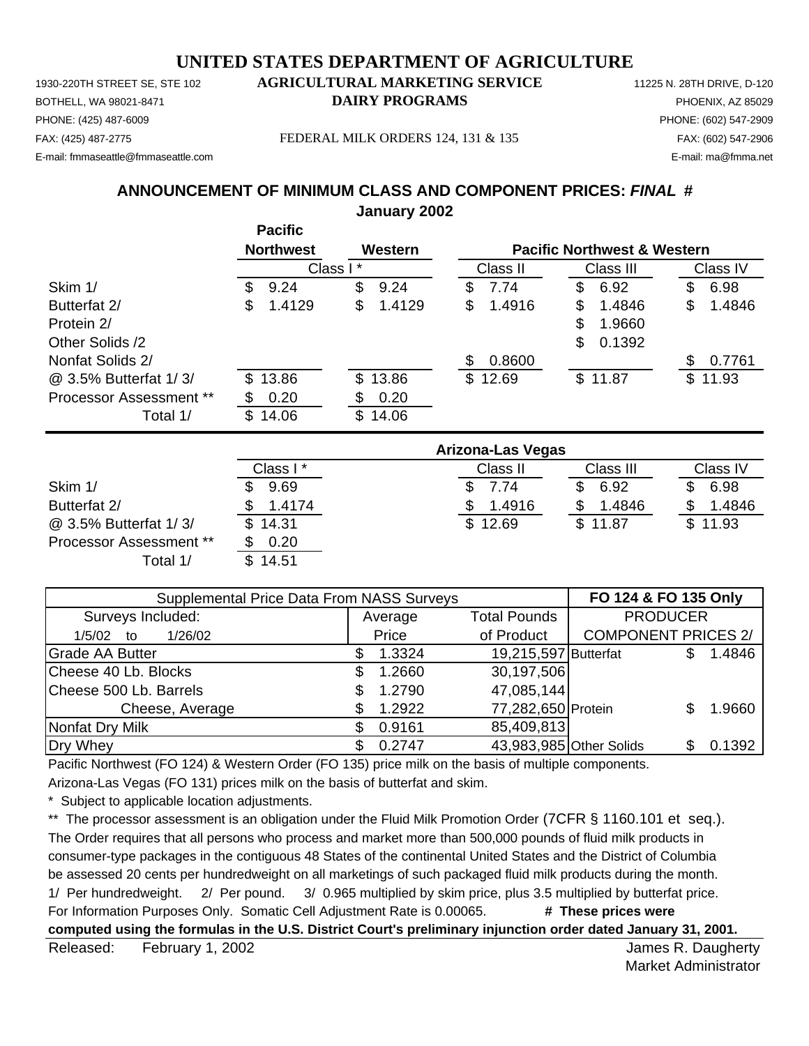# UNITED STATES DEPARTMENT OF AGRICULTURE

1930-220TH STREET SE, STE 102
BOTHELL, WA 98021-8471
PHONE: (425) 487-6009
FAX: (425) 487-2775
E-mail: fmmaseattle@fmmaseattle.com

**AGRICULTURAL MARKETING SERVICE**
**DAIRY PROGRAMS**
FEDERAL MILK ORDERS 124, 131 & 135

11225 N. 28TH DRIVE, D-120
PHOENIX, AZ 85029
PHONE: (602) 547-2909
FAX: (602) 547-2906
E-mail: ma@fmma.net

## ANNOUNCEMENT OF MINIMUM CLASS AND COMPONENT PRICES: *FINAL* #

**January 2002**

| | Pacific Northwest | Western | Pacific Northwest & Western | | |
|---|---|---|---|---|---|
| | Class I * | | Class II | Class III | Class IV |
| Skim 1/ | $ 9.24 | $ 9.24 | $ 7.74 | $ 6.92 | $ 6.98 |
| Butterfat 2/ | $ 1.4129 | $ 1.4129 | $ 1.4916 | $ 1.4846 | $ 1.4846 |
| Protein 2/ | | | | $ 1.9660 | |
| Other Solids /2 | | | | $ 0.1392 | |
| Nonfat Solids 2/ | | | $ 0.8600 | | $ 0.7761 |
| @ 3.5% Butterfat 1/ 3/ | $ 13.86 | $ 13.86 | $ 12.69 | $ 11.87 | $ 11.93 |
| Processor Assessment ** | $ 0.20 | $ 0.20 | | | |
| Total 1/ | $ 14.06 | $ 14.06 | | | |

| | Arizona-Las Vegas | | | |
|---|---|---|---|---|
| | Class I * | Class II | Class III | Class IV |
| Skim 1/ | $ 9.69 | $ 7.74 | $ 6.92 | $ 6.98 |
| Butterfat 2/ | $ 1.4174 | $ 1.4916 | $ 1.4846 | $ 1.4846 |
| @ 3.5% Butterfat 1/ 3/ | $ 14.31 | $ 12.69 | $ 11.87 | $ 11.93 |
| Processor Assessment ** | $ 0.20 | | | |
| Total 1/ | $ 14.51 | | | |

| Supplemental Price Data From NASS Surveys | | | FO 124 & FO 135 Only | |
|---|---|---|---|---|
| Surveys Included: | Average | Total Pounds | PRODUCER | |
| 1/5/02 to 1/26/02 | Price | of Product | COMPONENT PRICES 2/ | |
| Grade AA Butter | $ 1.3324 | 19,215,597 | Butterfat | $ 1.4846 |
| Cheese 40 Lb. Blocks | $ 1.2660 | 30,197,506 | | |
| Cheese 500 Lb. Barrels | $ 1.2790 | 47,085,144 | | |
| Cheese, Average | $ 1.2922 | 77,282,650 | Protein | $ 1.9660 |
| Nonfat Dry Milk | $ 0.9161 | 85,409,813 | | |
| Dry Whey | $ 0.2747 | 43,983,985 | Other Solids | $ 0.1392 |

Pacific Northwest (FO 124) & Western Order (FO 135) price milk on the basis of multiple components.

Arizona-Las Vegas (FO 131) prices milk on the basis of butterfat and skim.

\* Subject to applicable location adjustments.

\*\* The processor assessment is an obligation under the Fluid Milk Promotion Order (7CFR § 1160.101 et seq.). The Order requires that all persons who process and market more than 500,000 pounds of fluid milk products in consumer-type packages in the contiguous 48 States of the continental United States and the District of Columbia be assessed 20 cents per hundredweight on all marketings of such packaged fluid milk products during the month.

1/ Per hundredweight. 2/ Per pound. 3/ 0.965 multiplied by skim price, plus 3.5 multiplied by butterfat price.

For Information Purposes Only. Somatic Cell Adjustment Rate is 0.00065. **# These prices were computed using the formulas in the U.S. District Court's preliminary injunction order dated January 31, 2001.**

Released: February 1, 2002

James R. Daugherty
Market Administrator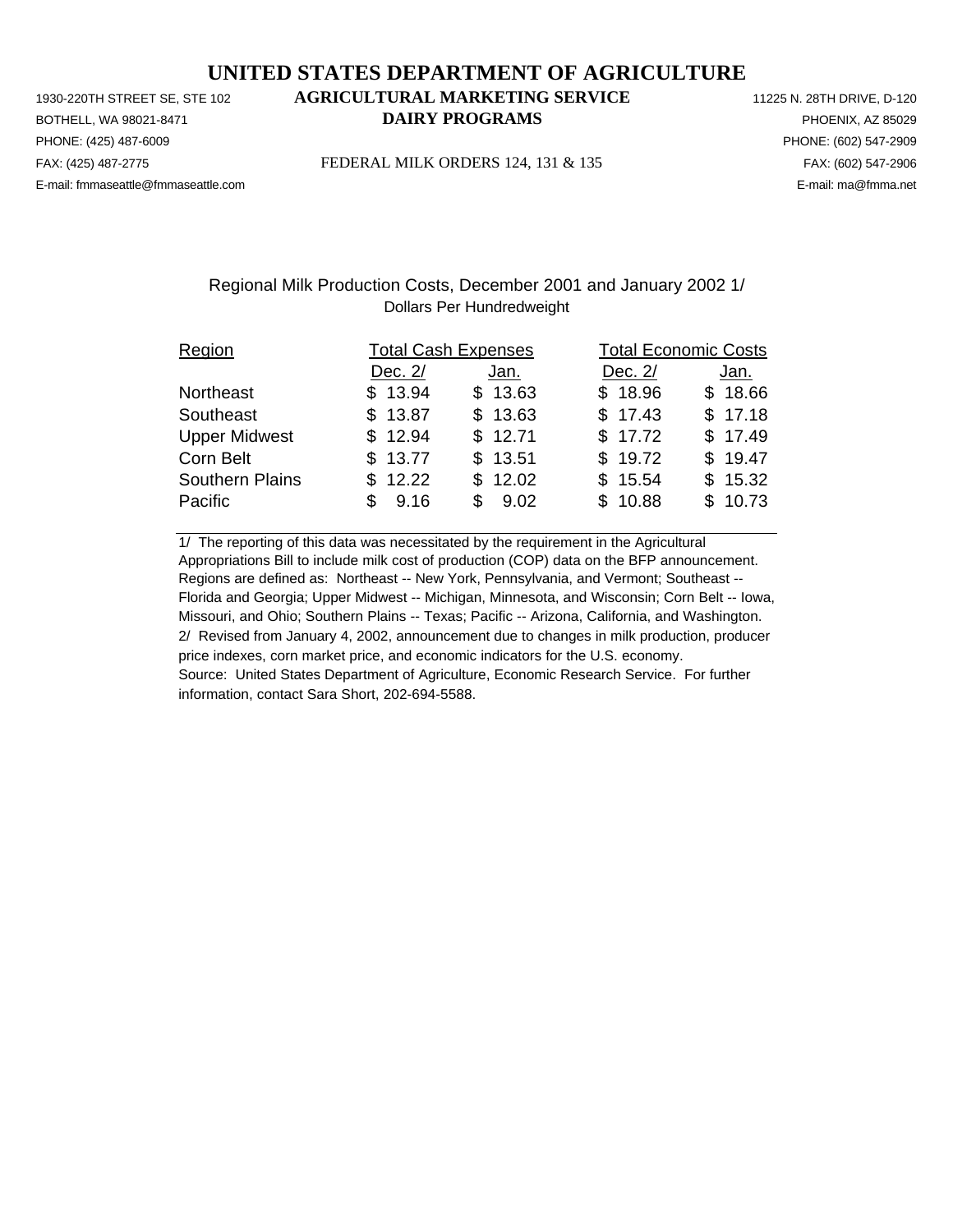# UNITED STATES DEPARTMENT OF AGRICULTURE

1930-220TH STREET SE, STE 102
BOTHELL, WA 98021-8471
PHONE: (425) 487-6009
FAX: (425) 487-2775
E-mail: fmmaseattle@fmmaseattle.com

**AGRICULTURAL MARKETING SERVICE**
**DAIRY PROGRAMS**

FEDERAL MILK ORDERS 124, 131 & 135

11225 N. 28TH DRIVE, D-120
PHOENIX, AZ 85029
PHONE: (602) 547-2909
FAX: (602) 547-2906
E-mail: ma@fmma.net

## Regional Milk Production Costs, December 2001 and January 2002 1/

Dollars Per Hundredweight

| Region | Total Cash Expenses | | Total Economic Costs | |
|---|---|---|---|---|
| | Dec. 2/ | Jan. | Dec. 2/ | Jan. |
| Northeast | $ 13.94 | $ 13.63 | $ 18.96 | $ 18.66 |
| Southeast | $ 13.87 | $ 13.63 | $ 17.43 | $ 17.18 |
| Upper Midwest | $ 12.94 | $ 12.71 | $ 17.72 | $ 17.49 |
| Corn Belt | $ 13.77 | $ 13.51 | $ 19.72 | $ 19.47 |
| Southern Plains | $ 12.22 | $ 12.02 | $ 15.54 | $ 15.32 |
| Pacific | $ 9.16 | $ 9.02 | $ 10.88 | $ 10.73 |

1/ The reporting of this data was necessitated by the requirement in the Agricultural Appropriations Bill to include milk cost of production (COP) data on the BFP announcement. Regions are defined as: Northeast -- New York, Pennsylvania, and Vermont; Southeast -- Florida and Georgia; Upper Midwest -- Michigan, Minnesota, and Wisconsin; Corn Belt -- Iowa, Missouri, and Ohio; Southern Plains -- Texas; Pacific -- Arizona, California, and Washington.
2/ Revised from January 4, 2002, announcement due to changes in milk production, producer price indexes, corn market price, and economic indicators for the U.S. economy.
Source: United States Department of Agriculture, Economic Research Service. For further information, contact Sara Short, 202-694-5588.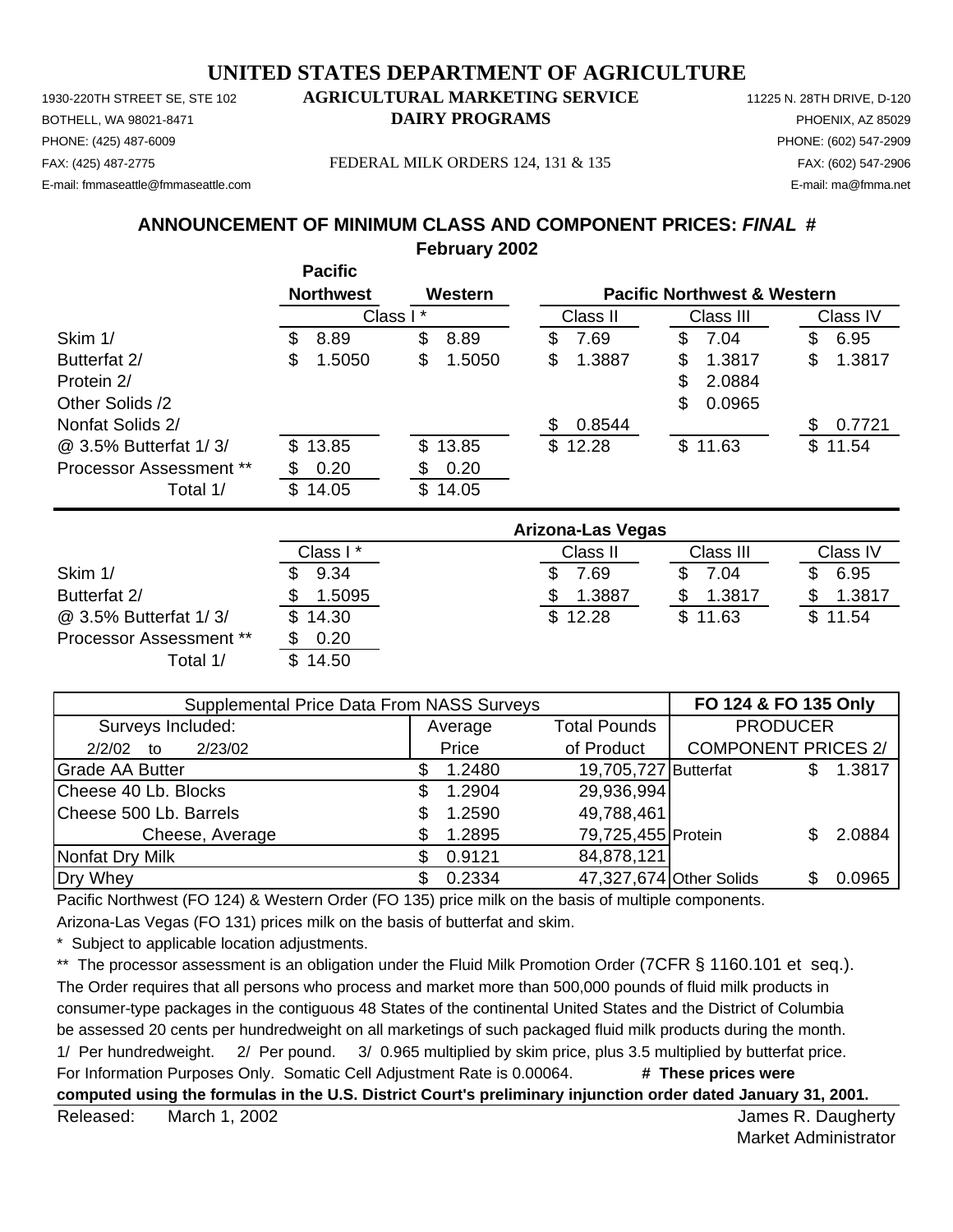# UNITED STATES DEPARTMENT OF AGRICULTURE

1930-220TH STREET SE, STE 102
BOTHELL, WA 98021-8471
PHONE: (425) 487-6009
FAX: (425) 487-2775
E-mail: fmmaseattle@fmmaseattle.com

**AGRICULTURAL MARKETING SERVICE**
**DAIRY PROGRAMS**

FEDERAL MILK ORDERS 124, 131 & 135

11225 N. 28TH DRIVE, D-120
PHOENIX, AZ 85029
PHONE: (602) 547-2909
FAX: (602) 547-2906
E-mail: ma@fmma.net

## ANNOUNCEMENT OF MINIMUM CLASS AND COMPONENT PRICES: *FINAL* #

### February 2002

| | Pacific Northwest | Western | Pacific Northwest & Western | | |
|---|---|---|---|---|---|
| | Class I * | | Class II | Class III | Class IV |
| Skim 1/ | $ 8.89 | $ 8.89 | $ 7.69 | $ 7.04 | $ 6.95 |
| Butterfat 2/ | $ 1.5050 | $ 1.5050 | $ 1.3887 | $ 1.3817 | $ 1.3817 |
| Protein 2/ | | | | $ 2.0884 | |
| Other Solids /2 | | | | $ 0.0965 | |
| Nonfat Solids 2/ | | | $ 0.8544 | | $ 0.7721 |
| @ 3.5% Butterfat 1/ 3/ | $ 13.85 | $ 13.85 | $ 12.28 | $ 11.63 | $ 11.54 |
| Processor Assessment ** | $ 0.20 | $ 0.20 | | | |
| Total 1/ | $ 14.05 | $ 14.05 | | | |

| | Arizona-Las Vegas | | | |
|---|---|---|---|---|
| | Class I * | Class II | Class III | Class IV |
| Skim 1/ | $ 9.34 | $ 7.69 | $ 7.04 | $ 6.95 |
| Butterfat 2/ | $ 1.5095 | $ 1.3887 | $ 1.3817 | $ 1.3817 |
| @ 3.5% Butterfat 1/ 3/ | $ 14.30 | $ 12.28 | $ 11.63 | $ 11.54 |
| Processor Assessment ** | $ 0.20 | | | |
| Total 1/ | $ 14.50 | | | |

| Supplemental Price Data From NASS Surveys | | | FO 124 & FO 135 Only | |
|---|---|---|---|---|
| Surveys Included: | Average | Total Pounds | PRODUCER | |
| 2/2/02 to 2/23/02 | Price | of Product | COMPONENT PRICES 2/ | |
| Grade AA Butter | $ 1.2480 | 19,705,727 | Butterfat | $ 1.3817 |
| Cheese 40 Lb. Blocks | $ 1.2904 | 29,936,994 | | |
| Cheese 500 Lb. Barrels | $ 1.2590 | 49,788,461 | | |
| Cheese, Average | $ 1.2895 | 79,725,455 | Protein | $ 2.0884 |
| Nonfat Dry Milk | $ 0.9121 | 84,878,121 | | |
| Dry Whey | $ 0.2334 | 47,327,674 | Other Solids | $ 0.0965 |

Pacific Northwest (FO 124) & Western Order (FO 135) price milk on the basis of multiple components.

Arizona-Las Vegas (FO 131) prices milk on the basis of butterfat and skim.

\* Subject to applicable location adjustments.

** The processor assessment is an obligation under the Fluid Milk Promotion Order (7CFR § 1160.101 et seq.). The Order requires that all persons who process and market more than 500,000 pounds of fluid milk products in consumer-type packages in the contiguous 48 States of the continental United States and the District of Columbia be assessed 20 cents per hundredweight on all marketings of such packaged fluid milk products during the month.

1/ Per hundredweight. 2/ Per pound. 3/ 0.965 multiplied by skim price, plus 3.5 multiplied by butterfat price.

For Information Purposes Only. Somatic Cell Adjustment Rate is 0.00064. **# These prices were computed using the formulas in the U.S. District Court's preliminary injunction order dated January 31, 2001.**

Released: March 1, 2002

James R. Daugherty
Market Administrator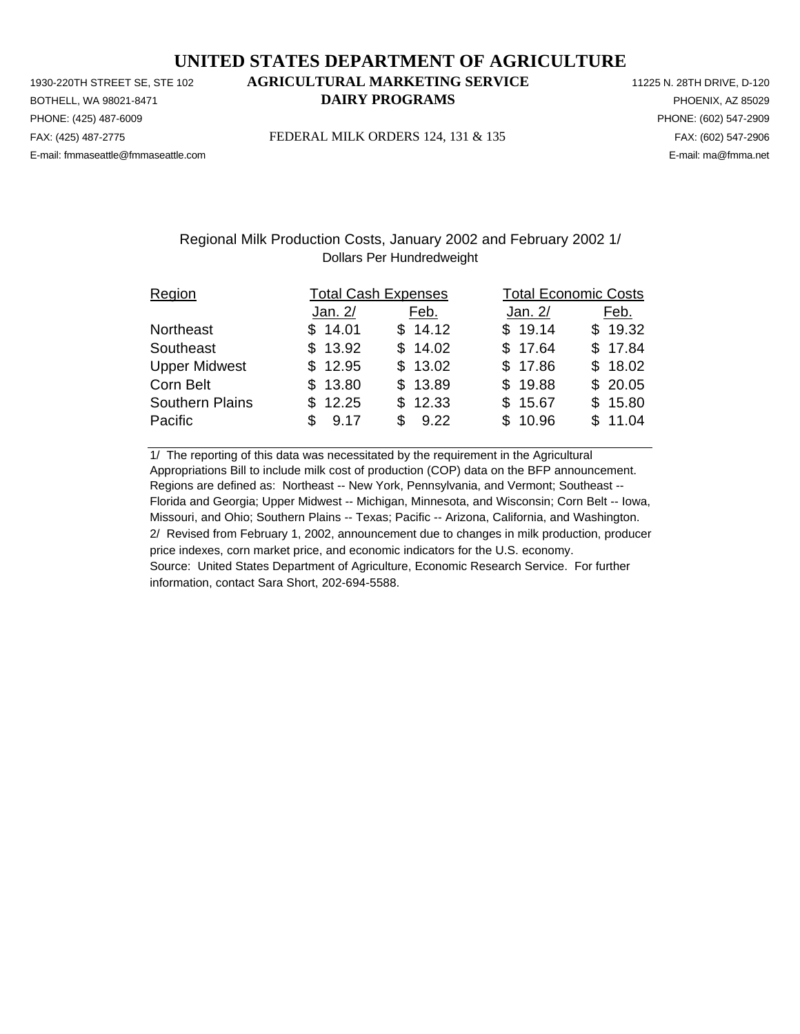# UNITED STATES DEPARTMENT OF AGRICULTURE

1930-220TH STREET SE, STE 102
BOTHELL, WA 98021-8471
PHONE: (425) 487-6009
FAX: (425) 487-2775
E-mail: fmmaseattle@fmmaseattle.com

**AGRICULTURAL MARKETING SERVICE**
**DAIRY PROGRAMS**

FEDERAL MILK ORDERS 124, 131 & 135

11225 N. 28TH DRIVE, D-120
PHOENIX, AZ 85029
PHONE: (602) 547-2909
FAX: (602) 547-2906
E-mail: ma@fmma.net

## Regional Milk Production Costs, January 2002 and February 2002 1/

Dollars Per Hundredweight

| Region | Total Cash Expenses | | Total Economic Costs | |
|---|---|---|---|---|
| | Jan. 2/ | Feb. | Jan. 2/ | Feb. |
| Northeast | $ 14.01 | $ 14.12 | $ 19.14 | $ 19.32 |
| Southeast | $ 13.92 | $ 14.02 | $ 17.64 | $ 17.84 |
| Upper Midwest | $ 12.95 | $ 13.02 | $ 17.86 | $ 18.02 |
| Corn Belt | $ 13.80 | $ 13.89 | $ 19.88 | $ 20.05 |
| Southern Plains | $ 12.25 | $ 12.33 | $ 15.67 | $ 15.80 |
| Pacific | $ 9.17 | $ 9.22 | $ 10.96 | $ 11.04 |

1/ The reporting of this data was necessitated by the requirement in the Agricultural Appropriations Bill to include milk cost of production (COP) data on the BFP announcement. Regions are defined as: Northeast -- New York, Pennsylvania, and Vermont; Southeast -- Florida and Georgia; Upper Midwest -- Michigan, Minnesota, and Wisconsin; Corn Belt -- Iowa, Missouri, and Ohio; Southern Plains -- Texas; Pacific -- Arizona, California, and Washington.
2/ Revised from February 1, 2002, announcement due to changes in milk production, producer price indexes, corn market price, and economic indicators for the U.S. economy.
Source: United States Department of Agriculture, Economic Research Service. For further information, contact Sara Short, 202-694-5588.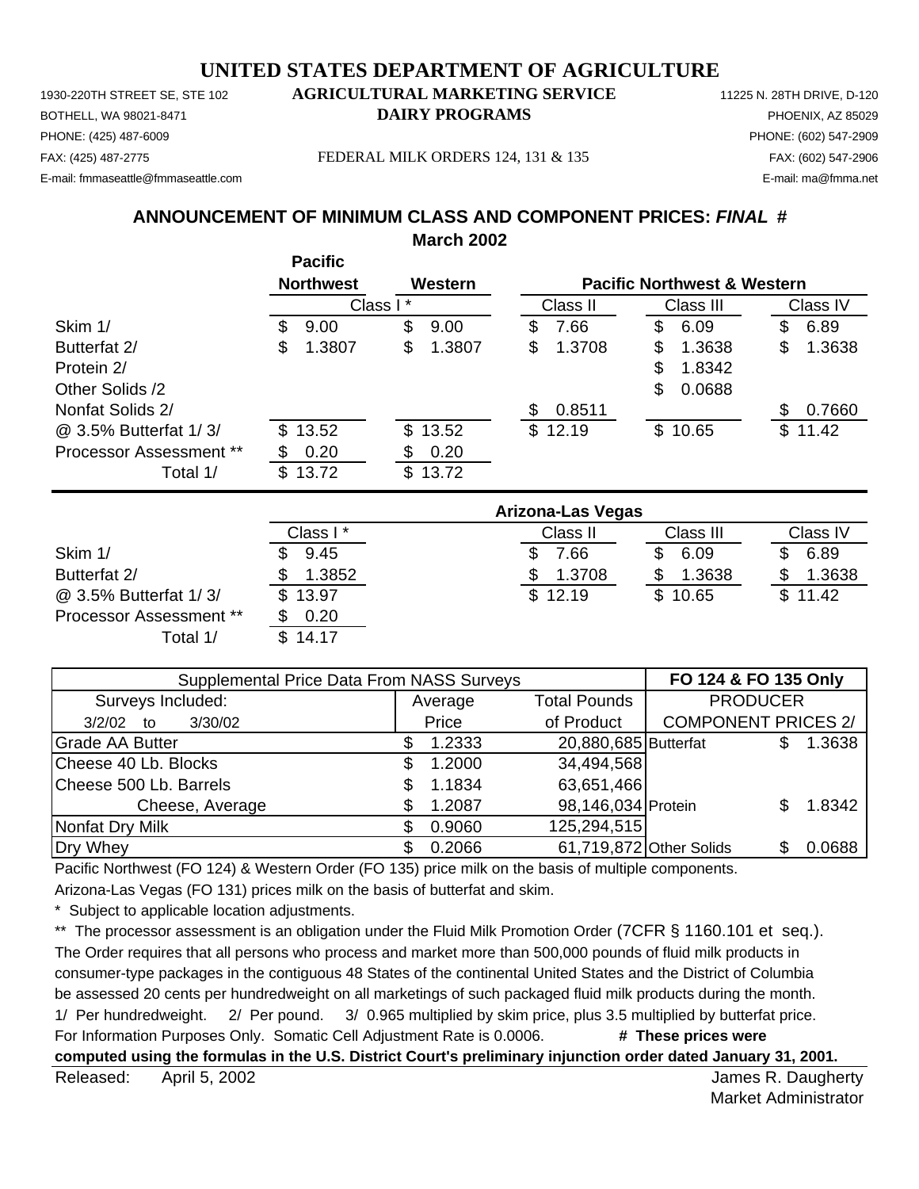# UNITED STATES DEPARTMENT OF AGRICULTURE

1930-220TH STREET SE, STE 102
BOTHELL, WA 98021-8471
PHONE: (425) 487-6009
FAX: (425) 487-2775
E-mail: fmmaseattle@fmmaseattle.com

**AGRICULTURAL MARKETING SERVICE**
**DAIRY PROGRAMS**

FEDERAL MILK ORDERS 124, 131 & 135

11225 N. 28TH DRIVE, D-120
PHOENIX, AZ 85029
PHONE: (602) 547-2909
FAX: (602) 547-2906
E-mail: ma@fmma.net

## ANNOUNCEMENT OF MINIMUM CLASS AND COMPONENT PRICES: *FINAL* #

**March 2002**

| | Pacific Northwest | Western | Pacific Northwest & Western | | |
|---|---|---|---|---|---|
| | Class I * | | Class II | Class III | Class IV |
| Skim 1/ | $ 9.00 | $ 9.00 | $ 7.66 | $ 6.09 | $ 6.89 |
| Butterfat 2/ | $ 1.3807 | $ 1.3807 | $ 1.3708 | $ 1.3638 | $ 1.3638 |
| Protein 2/ | | | | $ 1.8342 | |
| Other Solids /2 | | | | $ 0.0688 | |
| Nonfat Solids 2/ | | | $ 0.8511 | | $ 0.7660 |
| @ 3.5% Butterfat 1/ 3/ | $ 13.52 | $ 13.52 | $ 12.19 | $ 10.65 | $ 11.42 |
| Processor Assessment ** | $ 0.20 | $ 0.20 | | | |
| Total 1/ | $ 13.72 | $ 13.72 | | | |

| | Arizona-Las Vegas | | | |
|---|---|---|---|---|
| | Class I * | Class II | Class III | Class IV |
| Skim 1/ | $ 9.45 | $ 7.66 | $ 6.09 | $ 6.89 |
| Butterfat 2/ | $ 1.3852 | $ 1.3708 | $ 1.3638 | $ 1.3638 |
| @ 3.5% Butterfat 1/ 3/ | $ 13.97 | $ 12.19 | $ 10.65 | $ 11.42 |
| Processor Assessment ** | $ 0.20 | | | |
| Total 1/ | $ 14.17 | | | |

| Supplemental Price Data From NASS Surveys | | | FO 124 & FO 135 Only | |
|---|---|---|---|---|
| Surveys Included: | Average | Total Pounds | PRODUCER | |
| 3/2/02 to 3/30/02 | Price | of Product | COMPONENT PRICES 2/ | |
| Grade AA Butter | $ 1.2333 | 20,880,685 | Butterfat | $ 1.3638 |
| Cheese 40 Lb. Blocks | $ 1.2000 | 34,494,568 | | |
| Cheese 500 Lb. Barrels | $ 1.1834 | 63,651,466 | | |
| Cheese, Average | $ 1.2087 | 98,146,034 | Protein | $ 1.8342 |
| Nonfat Dry Milk | $ 0.9060 | 125,294,515 | | |
| Dry Whey | $ 0.2066 | 61,719,872 | Other Solids | $ 0.0688 |

Pacific Northwest (FO 124) & Western Order (FO 135) price milk on the basis of multiple components.

Arizona-Las Vegas (FO 131) prices milk on the basis of butterfat and skim.

\* Subject to applicable location adjustments.

** The processor assessment is an obligation under the Fluid Milk Promotion Order (7CFR § 1160.101 et seq.). The Order requires that all persons who process and market more than 500,000 pounds of fluid milk products in consumer-type packages in the contiguous 48 States of the continental United States and the District of Columbia be assessed 20 cents per hundredweight on all marketings of such packaged fluid milk products during the month.

1/ Per hundredweight. 2/ Per pound. 3/ 0.965 multiplied by skim price, plus 3.5 multiplied by butterfat price.

For Information Purposes Only. Somatic Cell Adjustment Rate is 0.0006. **# These prices were computed using the formulas in the U.S. District Court's preliminary injunction order dated January 31, 2001.**

Released: April 5, 2002

James R. Daugherty
Market Administrator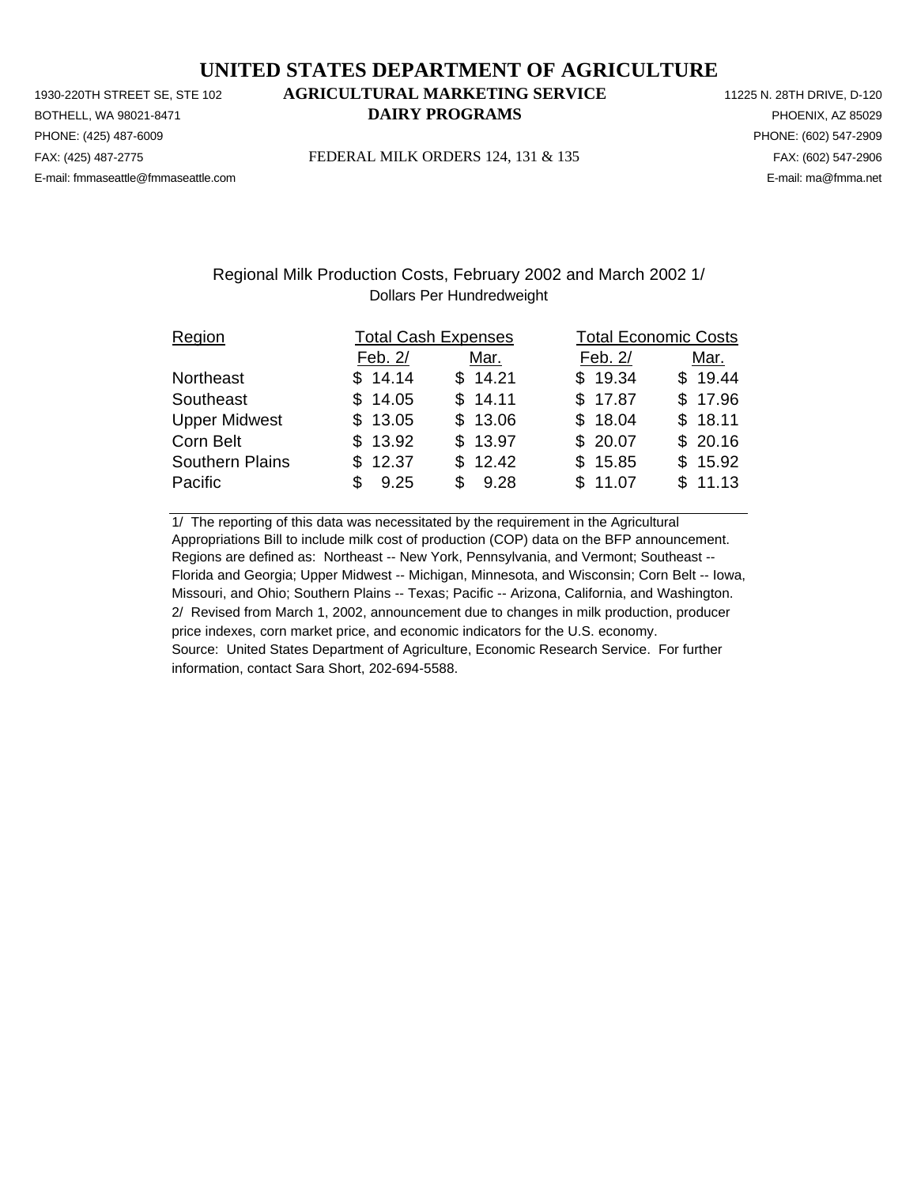# UNITED STATES DEPARTMENT OF AGRICULTURE

1930-220TH STREET SE, STE 102
BOTHELL, WA 98021-8471
PHONE: (425) 487-6009
FAX: (425) 487-2775
E-mail: fmmaseattle@fmmaseattle.com

**AGRICULTURAL MARKETING SERVICE**
**DAIRY PROGRAMS**

FEDERAL MILK ORDERS 124, 131 & 135

11225 N. 28TH DRIVE, D-120
PHOENIX, AZ 85029
PHONE: (602) 547-2909
FAX: (602) 547-2906
E-mail: ma@fmma.net

## Regional Milk Production Costs, February 2002 and March 2002 1/

Dollars Per Hundredweight

| Region | Total Cash Expenses | | Total Economic Costs | |
|---|---|---|---|---|
| | Feb. 2/ | Mar. | Feb. 2/ | Mar. |
| Northeast | $ 14.14 | $ 14.21 | $ 19.34 | $ 19.44 |
| Southeast | $ 14.05 | $ 14.11 | $ 17.87 | $ 17.96 |
| Upper Midwest | $ 13.05 | $ 13.06 | $ 18.04 | $ 18.11 |
| Corn Belt | $ 13.92 | $ 13.97 | $ 20.07 | $ 20.16 |
| Southern Plains | $ 12.37 | $ 12.42 | $ 15.85 | $ 15.92 |
| Pacific | $ 9.25 | $ 9.28 | $ 11.07 | $ 11.13 |

1/ The reporting of this data was necessitated by the requirement in the Agricultural Appropriations Bill to include milk cost of production (COP) data on the BFP announcement. Regions are defined as: Northeast -- New York, Pennsylvania, and Vermont; Southeast -- Florida and Georgia; Upper Midwest -- Michigan, Minnesota, and Wisconsin; Corn Belt -- Iowa, Missouri, and Ohio; Southern Plains -- Texas; Pacific -- Arizona, California, and Washington.
2/ Revised from March 1, 2002, announcement due to changes in milk production, producer price indexes, corn market price, and economic indicators for the U.S. economy.
Source: United States Department of Agriculture, Economic Research Service. For further information, contact Sara Short, 202-694-5588.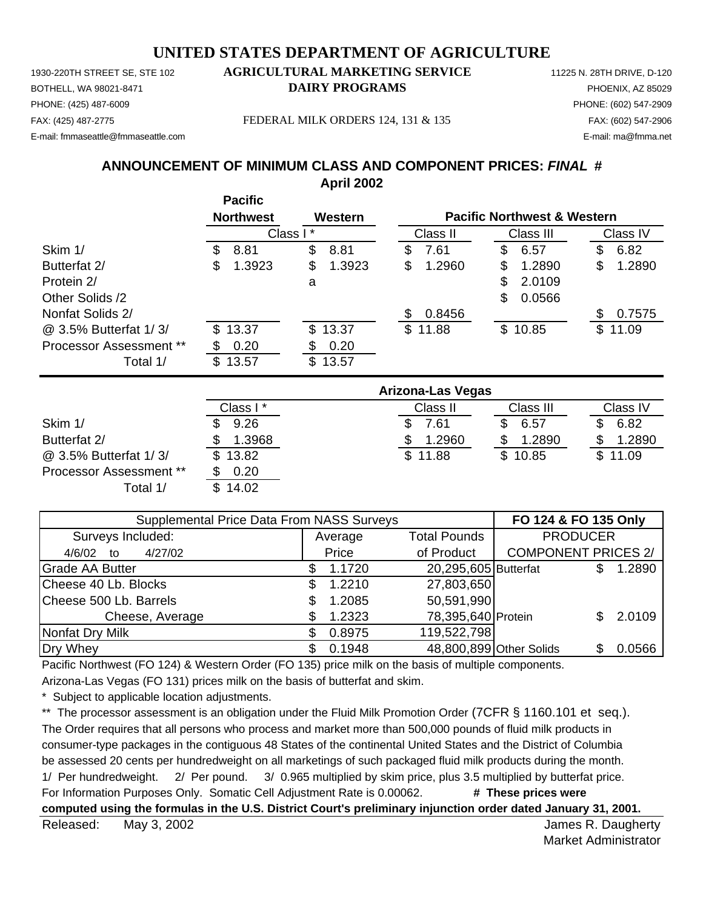# UNITED STATES DEPARTMENT OF AGRICULTURE

1930-220TH STREET SE, STE 102
BOTHELL, WA 98021-8471
PHONE: (425) 487-6009
FAX: (425) 487-2775
E-mail: fmmaseattle@fmmaseattle.com

**AGRICULTURAL MARKETING SERVICE**
**DAIRY PROGRAMS**
FEDERAL MILK ORDERS 124, 131 & 135

11225 N. 28TH DRIVE, D-120
PHOENIX, AZ 85029
PHONE: (602) 547-2909
FAX: (602) 547-2906
E-mail: ma@fmma.net

## ANNOUNCEMENT OF MINIMUM CLASS AND COMPONENT PRICES: *FINAL* #
## April 2002

| | Pacific Northwest | Western | Pacific Northwest & Western | | |
|---|---|---|---|---|---|
| | Class I * | Class I * | Class II | Class III | Class IV |
| Skim 1/ | $ 8.81 | $ 8.81 | $ 7.61 | $ 6.57 | $ 6.82 |
| Butterfat 2/ | $ 1.3923 | $ 1.3923 | $ 1.2960 | $ 1.2890 | $ 1.2890 |
| Protein 2/ | | a | | $ 2.0109 | |
| Other Solids /2 | | | | $ 0.0566 | |
| Nonfat Solids 2/ | | | $ 0.8456 | | $ 0.7575 |
| @ 3.5% Butterfat 1/ 3/ | $ 13.37 | $ 13.37 | $ 11.88 | $ 10.85 | $ 11.09 |
| Processor Assessment ** | $ 0.20 | $ 0.20 | | | |
| Total 1/ | $ 13.57 | $ 13.57 | | | |

| | Arizona-Las Vegas | | | |
|---|---|---|---|---|
| | Class I * | Class II | Class III | Class IV |
| Skim 1/ | $ 9.26 | $ 7.61 | $ 6.57 | $ 6.82 |
| Butterfat 2/ | $ 1.3968 | $ 1.2960 | $ 1.2890 | $ 1.2890 |
| @ 3.5% Butterfat 1/ 3/ | $ 13.82 | $ 11.88 | $ 10.85 | $ 11.09 |
| Processor Assessment ** | $ 0.20 | | | |
| Total 1/ | $ 14.02 | | | |

| Supplemental Price Data From NASS Surveys | | | FO 124 & FO 135 Only | |
|---|---|---|---|---|
| Surveys Included: | Average | Total Pounds | PRODUCER | |
| 4/6/02 to 4/27/02 | Price | of Product | COMPONENT PRICES 2/ | |
| Grade AA Butter | $ 1.1720 | 20,295,605 | Butterfat | $ 1.2890 |
| Cheese 40 Lb. Blocks | $ 1.2210 | 27,803,650 | | |
| Cheese 500 Lb. Barrels | $ 1.2085 | 50,591,990 | | |
| Cheese, Average | $ 1.2323 | 78,395,640 | Protein | $ 2.0109 |
| Nonfat Dry Milk | $ 0.8975 | 119,522,798 | | |
| Dry Whey | $ 0.1948 | 48,800,899 | Other Solids | $ 0.0566 |

Pacific Northwest (FO 124) & Western Order (FO 135) price milk on the basis of multiple components.

Arizona-Las Vegas (FO 131) prices milk on the basis of butterfat and skim.

\* Subject to applicable location adjustments.

** The processor assessment is an obligation under the Fluid Milk Promotion Order (7CFR § 1160.101 et seq.). The Order requires that all persons who process and market more than 500,000 pounds of fluid milk products in consumer-type packages in the contiguous 48 States of the continental United States and the District of Columbia be assessed 20 cents per hundredweight on all marketings of such packaged fluid milk products during the month.

1/ Per hundredweight. 2/ Per pound. 3/ 0.965 multiplied by skim price, plus 3.5 multiplied by butterfat price.

For Information Purposes Only. Somatic Cell Adjustment Rate is 0.00062. **# These prices were computed using the formulas in the U.S. District Court's preliminary injunction order dated January 31, 2001.**

Released: May 3, 2002

James R. Daugherty
Market Administrator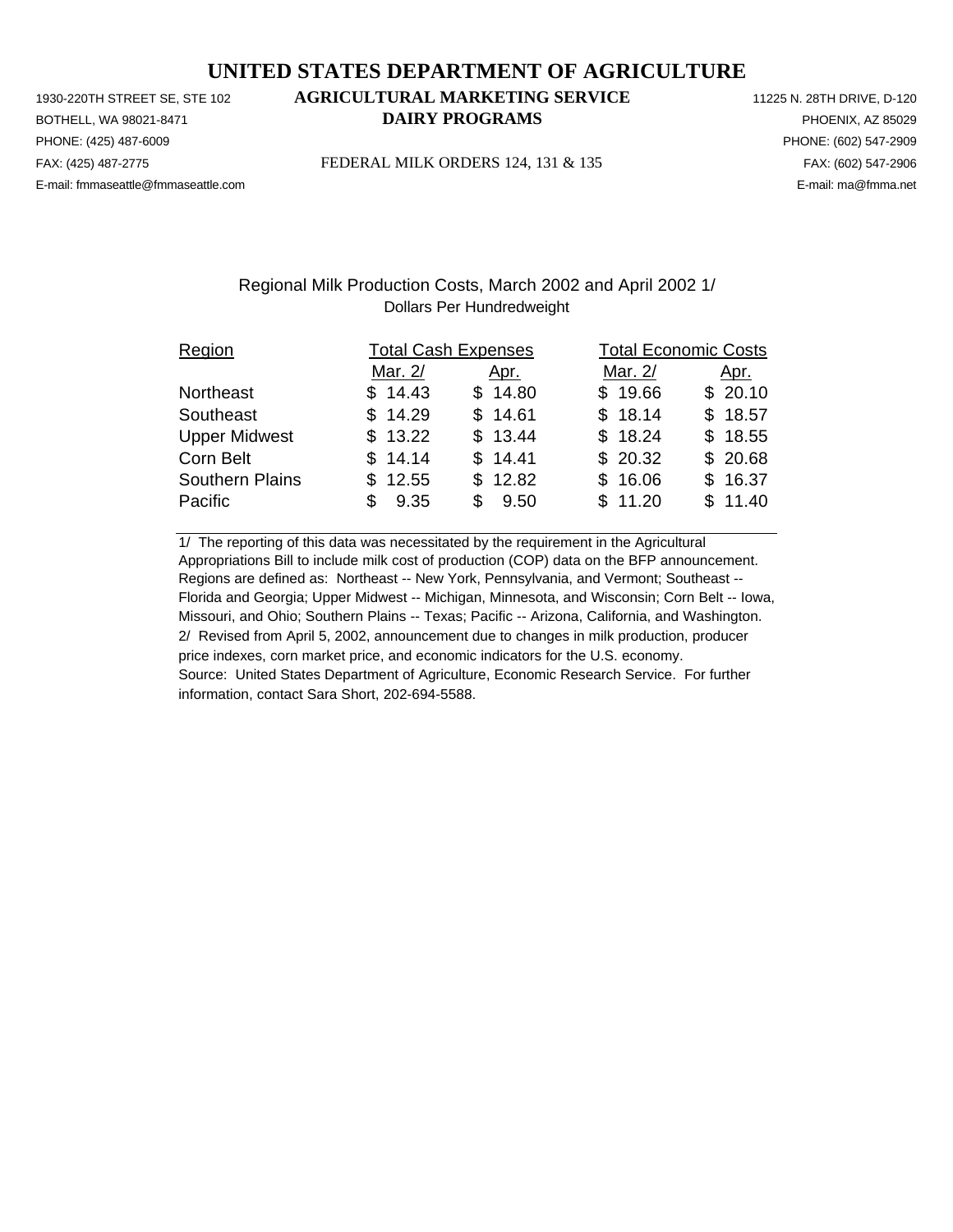# UNITED STATES DEPARTMENT OF AGRICULTURE

1930-220TH STREET SE, STE 102
BOTHELL, WA 98021-8471
PHONE: (425) 487-6009
FAX: (425) 487-2775
E-mail: fmmaseattle@fmmaseattle.com

## AGRICULTURAL MARKETING SERVICE
## DAIRY PROGRAMS

FEDERAL MILK ORDERS 124, 131 & 135

11225 N. 28TH DRIVE, D-120
PHOENIX, AZ 85029
PHONE: (602) 547-2909
FAX: (602) 547-2906
E-mail: ma@fmma.net

Regional Milk Production Costs, March 2002 and April 2002 1/
Dollars Per Hundredweight

| Region | Total Cash Expenses | | Total Economic Costs | |
|---|---|---|---|---|
| | Mar. 2/ | Apr. | Mar. 2/ | Apr. |
| Northeast | $ 14.43 | $ 14.80 | $ 19.66 | $ 20.10 |
| Southeast | $ 14.29 | $ 14.61 | $ 18.14 | $ 18.57 |
| Upper Midwest | $ 13.22 | $ 13.44 | $ 18.24 | $ 18.55 |
| Corn Belt | $ 14.14 | $ 14.41 | $ 20.32 | $ 20.68 |
| Southern Plains | $ 12.55 | $ 12.82 | $ 16.06 | $ 16.37 |
| Pacific | $ 9.35 | $ 9.50 | $ 11.20 | $ 11.40 |

1/ The reporting of this data was necessitated by the requirement in the Agricultural Appropriations Bill to include milk cost of production (COP) data on the BFP announcement. Regions are defined as: Northeast -- New York, Pennsylvania, and Vermont; Southeast -- Florida and Georgia; Upper Midwest -- Michigan, Minnesota, and Wisconsin; Corn Belt -- Iowa, Missouri, and Ohio; Southern Plains -- Texas; Pacific -- Arizona, California, and Washington.
2/ Revised from April 5, 2002, announcement due to changes in milk production, producer price indexes, corn market price, and economic indicators for the U.S. economy.
Source: United States Department of Agriculture, Economic Research Service. For further information, contact Sara Short, 202-694-5588.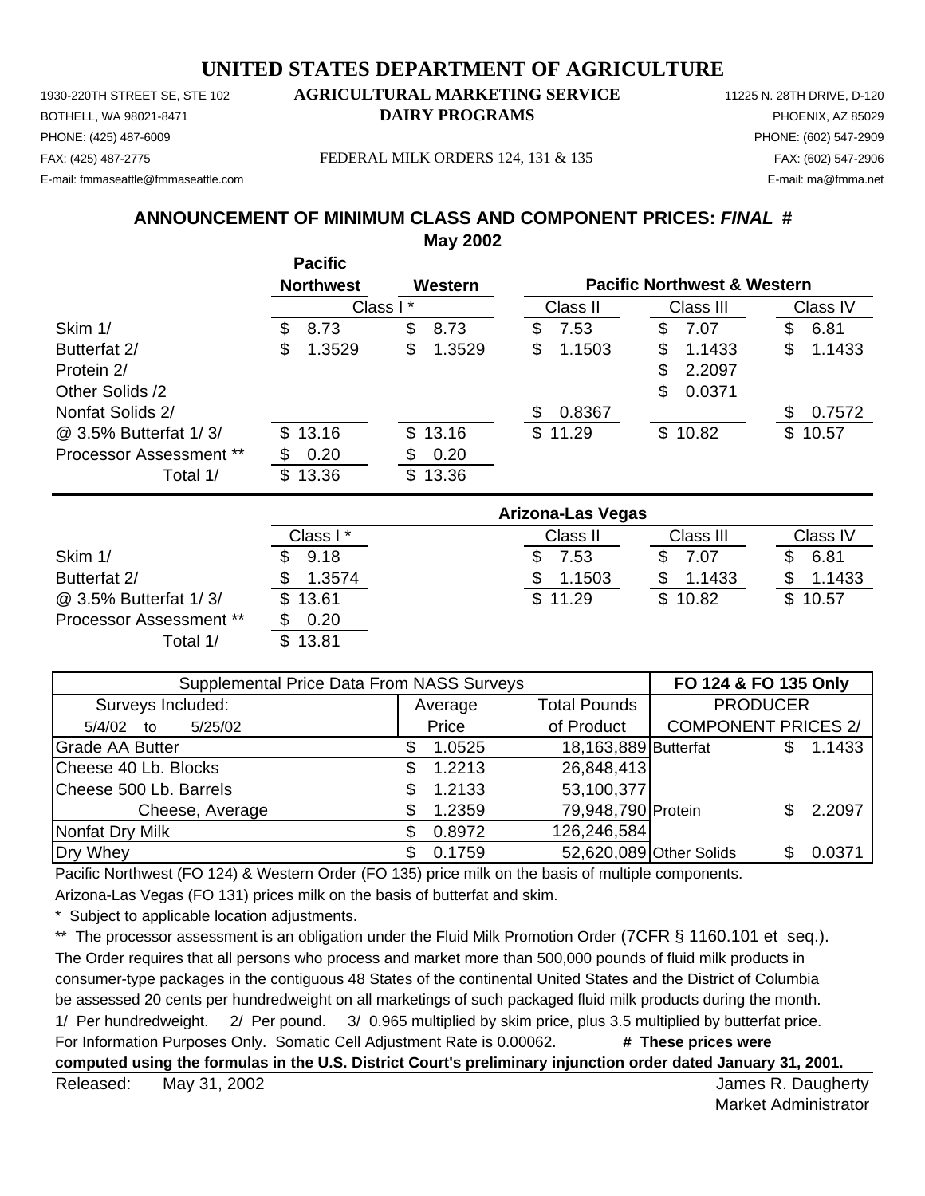# UNITED STATES DEPARTMENT OF AGRICULTURE

1930-220TH STREET SE, STE 102
BOTHELL, WA 98021-8471
PHONE: (425) 487-6009
FAX: (425) 487-2775
E-mail: fmmaseattle@fmmaseattle.com

**AGRICULTURAL MARKETING SERVICE**
**DAIRY PROGRAMS**

FEDERAL MILK ORDERS 124, 131 & 135

11225 N. 28TH DRIVE, D-120
PHOENIX, AZ 85029
PHONE: (602) 547-2909
FAX: (602) 547-2906
E-mail: ma@fmma.net

## ANNOUNCEMENT OF MINIMUM CLASS AND COMPONENT PRICES: *FINAL* #

### May 2002

| | Pacific Northwest | Western | Pacific Northwest & Western | | |
|---|---|---|---|---|---|
| | Class I * | | Class II | Class III | Class IV |
| Skim 1/ | $ 8.73 | $ 8.73 | $ 7.53 | $ 7.07 | $ 6.81 |
| Butterfat 2/ | $ 1.3529 | $ 1.3529 | $ 1.1503 | $ 1.1433 | $ 1.1433 |
| Protein 2/ | | | | $ 2.2097 | |
| Other Solids /2 | | | | $ 0.0371 | |
| Nonfat Solids 2/ | | | $ 0.8367 | | $ 0.7572 |
| @ 3.5% Butterfat 1/ 3/ | $ 13.16 | $ 13.16 | $ 11.29 | $ 10.82 | $ 10.57 |
| Processor Assessment ** | $ 0.20 | $ 0.20 | | | |
| Total 1/ | $ 13.36 | $ 13.36 | | | |

| | Arizona-Las Vegas | | | |
|---|---|---|---|---|
| | Class I * | Class II | Class III | Class IV |
| Skim 1/ | $ 9.18 | $ 7.53 | $ 7.07 | $ 6.81 |
| Butterfat 2/ | $ 1.3574 | $ 1.1503 | $ 1.1433 | $ 1.1433 |
| @ 3.5% Butterfat 1/ 3/ | $ 13.61 | $ 11.29 | $ 10.82 | $ 10.57 |
| Processor Assessment ** | $ 0.20 | | | |
| Total 1/ | $ 13.81 | | | |

| Supplemental Price Data From NASS Surveys | | | FO 124 & FO 135 Only | |
|---|---|---|---|---|
| Surveys Included: | Average | Total Pounds | PRODUCER | |
| 5/4/02 to 5/25/02 | Price | of Product | COMPONENT PRICES 2/ | |
| Grade AA Butter | $ 1.0525 | 18,163,889 | Butterfat | $ 1.1433 |
| Cheese 40 Lb. Blocks | $ 1.2213 | 26,848,413 | | |
| Cheese 500 Lb. Barrels | $ 1.2133 | 53,100,377 | | |
| Cheese, Average | $ 1.2359 | 79,948,790 | Protein | $ 2.2097 |
| Nonfat Dry Milk | $ 0.8972 | 126,246,584 | | |
| Dry Whey | $ 0.1759 | 52,620,089 | Other Solids | $ 0.0371 |

Pacific Northwest (FO 124) & Western Order (FO 135) price milk on the basis of multiple components.

Arizona-Las Vegas (FO 131) prices milk on the basis of butterfat and skim.

\* Subject to applicable location adjustments.

** The processor assessment is an obligation under the Fluid Milk Promotion Order (7CFR § 1160.101 et seq.). The Order requires that all persons who process and market more than 500,000 pounds of fluid milk products in consumer-type packages in the contiguous 48 States of the continental United States and the District of Columbia be assessed 20 cents per hundredweight on all marketings of such packaged fluid milk products during the month.

1/ Per hundredweight. 2/ Per pound. 3/ 0.965 multiplied by skim price, plus 3.5 multiplied by butterfat price.

For Information Purposes Only. Somatic Cell Adjustment Rate is 0.00062. **# These prices were computed using the formulas in the U.S. District Court's preliminary injunction order dated January 31, 2001.**

Released: May 31, 2002

James R. Daugherty
Market Administrator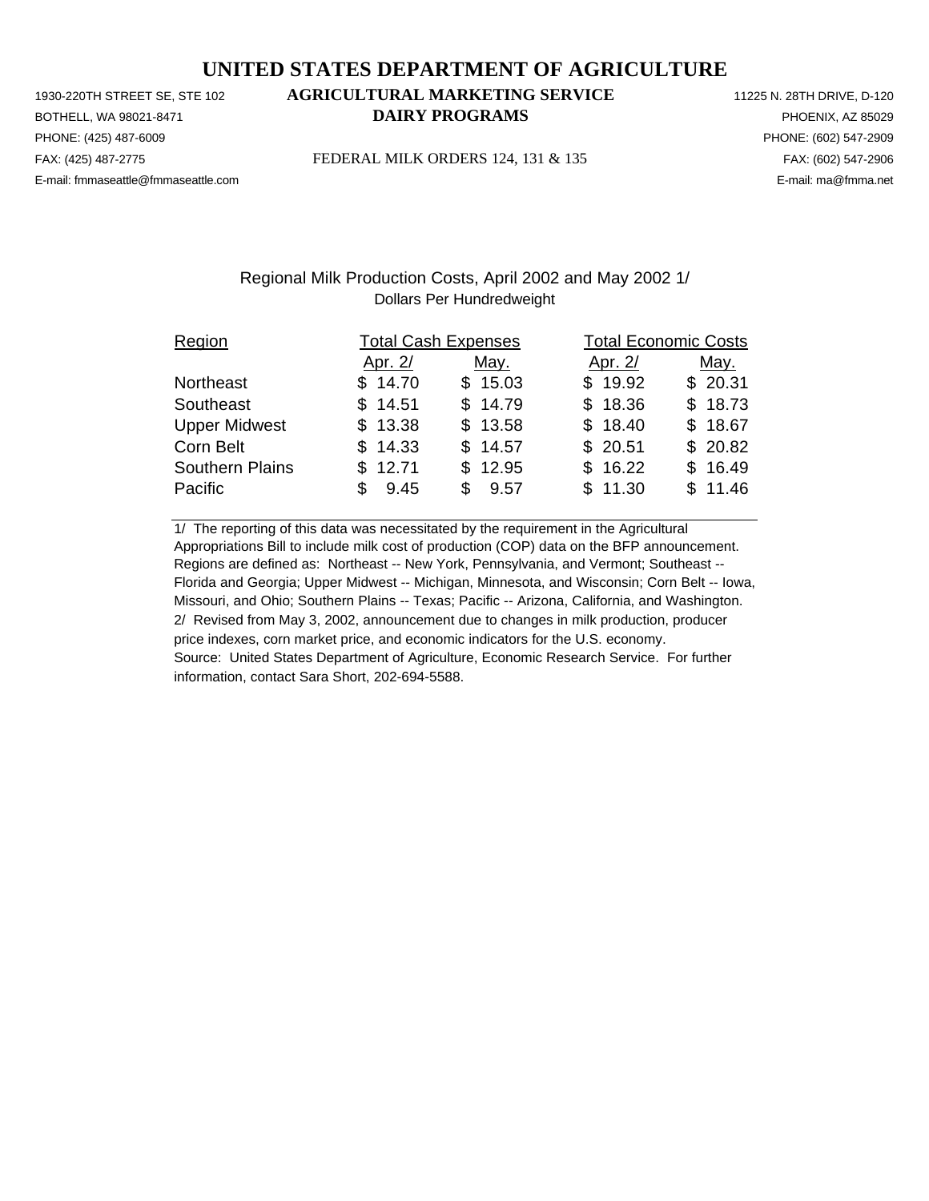# UNITED STATES DEPARTMENT OF AGRICULTURE

## AGRICULTURAL MARKETING SERVICE
## DAIRY PROGRAMS

1930-220TH STREET SE, STE 102
BOTHELL, WA 98021-8471
PHONE: (425) 487-6009
FAX: (425) 487-2775
E-mail: fmmaseattle@fmmaseattle.com

11225 N. 28TH DRIVE, D-120
PHOENIX, AZ 85029
PHONE: (602) 547-2909
FAX: (602) 547-2906
E-mail: ma@fmma.net

FEDERAL MILK ORDERS 124, 131 & 135

### Regional Milk Production Costs, April 2002 and May 2002 1/

Dollars Per Hundredweight

| Region | Total Cash Expenses | | Total Economic Costs | |
|---|---|---|---|---|
| | Apr. 2/ | May. | Apr. 2/ | May. |
| Northeast | $ 14.70 | $ 15.03 | $ 19.92 | $ 20.31 |
| Southeast | $ 14.51 | $ 14.79 | $ 18.36 | $ 18.73 |
| Upper Midwest | $ 13.38 | $ 13.58 | $ 18.40 | $ 18.67 |
| Corn Belt | $ 14.33 | $ 14.57 | $ 20.51 | $ 20.82 |
| Southern Plains | $ 12.71 | $ 12.95 | $ 16.22 | $ 16.49 |
| Pacific | $ 9.45 | $ 9.57 | $ 11.30 | $ 11.46 |

1/ The reporting of this data was necessitated by the requirement in the Agricultural Appropriations Bill to include milk cost of production (COP) data on the BFP announcement. Regions are defined as: Northeast -- New York, Pennsylvania, and Vermont; Southeast -- Florida and Georgia; Upper Midwest -- Michigan, Minnesota, and Wisconsin; Corn Belt -- Iowa, Missouri, and Ohio; Southern Plains -- Texas; Pacific -- Arizona, California, and Washington.
2/ Revised from May 3, 2002, announcement due to changes in milk production, producer price indexes, corn market price, and economic indicators for the U.S. economy.
Source: United States Department of Agriculture, Economic Research Service. For further information, contact Sara Short, 202-694-5588.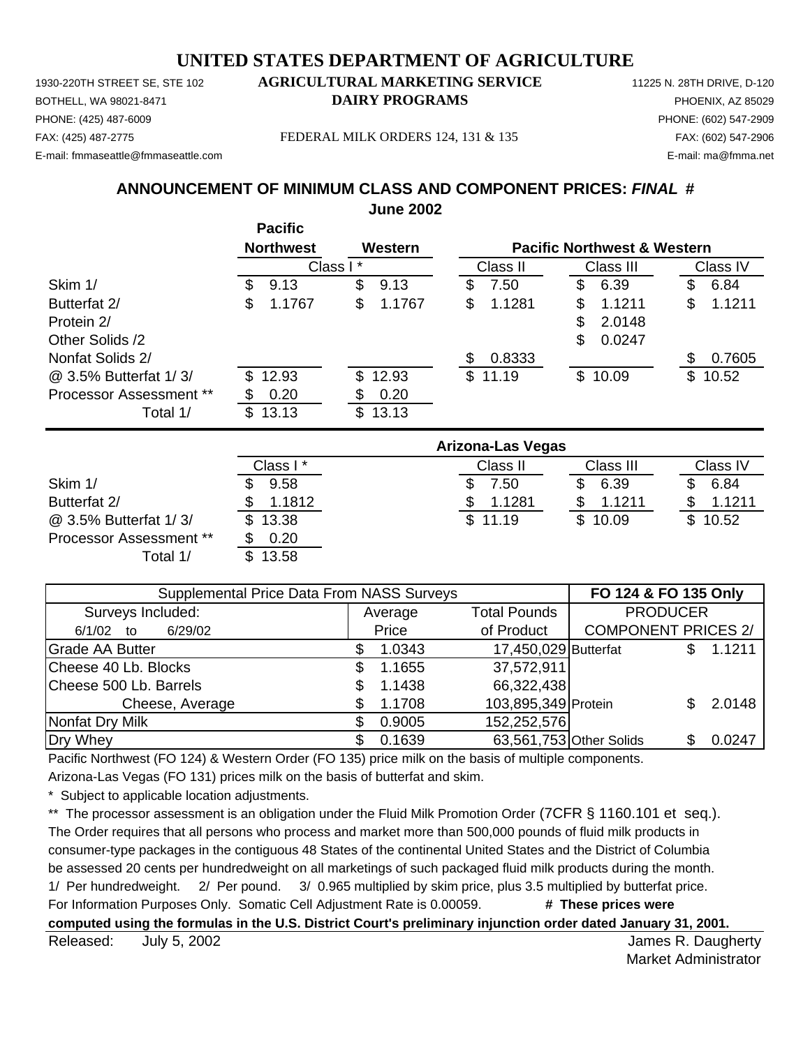# UNITED STATES DEPARTMENT OF AGRICULTURE

1930-220TH STREET SE, STE 102
BOTHELL, WA 98021-8471
PHONE: (425) 487-6009
FAX: (425) 487-2775
E-mail: fmmaseattle@fmmaseattle.com

**AGRICULTURAL MARKETING SERVICE**
**DAIRY PROGRAMS**

FEDERAL MILK ORDERS 124, 131 & 135

11225 N. 28TH DRIVE, D-120
PHOENIX, AZ 85029
PHONE: (602) 547-2909
FAX: (602) 547-2906
E-mail: ma@fmma.net

## ANNOUNCEMENT OF MINIMUM CLASS AND COMPONENT PRICES: *FINAL* #

### June 2002

| | Pacific Northwest | Western | Pacific Northwest & Western | | |
|---|---|---|---|---|---|
| | Class I * | | Class II | Class III | Class IV |
| Skim 1/ | $ 9.13 | $ 9.13 | $ 7.50 | $ 6.39 | $ 6.84 |
| Butterfat 2/ | $ 1.1767 | $ 1.1767 | $ 1.1281 | $ 1.1211 | $ 1.1211 |
| Protein 2/ | | | | $ 2.0148 | |
| Other Solids /2 | | | | $ 0.0247 | |
| Nonfat Solids 2/ | | | $ 0.8333 | | $ 0.7605 |
| @ 3.5% Butterfat 1/ 3/ | $ 12.93 | $ 12.93 | $ 11.19 | $ 10.09 | $ 10.52 |
| Processor Assessment ** | $ 0.20 | $ 0.20 | | | |
| Total 1/ | $ 13.13 | $ 13.13 | | | |

| | Arizona-Las Vegas | | | |
|---|---|---|---|---|
| | Class I * | Class II | Class III | Class IV |
| Skim 1/ | $ 9.58 | $ 7.50 | $ 6.39 | $ 6.84 |
| Butterfat 2/ | $ 1.1812 | $ 1.1281 | $ 1.1211 | $ 1.1211 |
| @ 3.5% Butterfat 1/ 3/ | $ 13.38 | $ 11.19 | $ 10.09 | $ 10.52 |
| Processor Assessment ** | $ 0.20 | | | |
| Total 1/ | $ 13.58 | | | |

| Supplemental Price Data From NASS Surveys | | | FO 124 & FO 135 Only | |
|---|---|---|---|---|
| Surveys Included: | Average | Total Pounds | PRODUCER | |
| 6/1/02 to 6/29/02 | Price | of Product | COMPONENT PRICES 2/ | |
| Grade AA Butter | $ 1.0343 | 17,450,029 | Butterfat | $ 1.1211 |
| Cheese 40 Lb. Blocks | $ 1.1655 | 37,572,911 | | |
| Cheese 500 Lb. Barrels | $ 1.1438 | 66,322,438 | | |
| Cheese, Average | $ 1.1708 | 103,895,349 | Protein | $ 2.0148 |
| Nonfat Dry Milk | $ 0.9005 | 152,252,576 | | |
| Dry Whey | $ 0.1639 | 63,561,753 | Other Solids | $ 0.0247 |

Pacific Northwest (FO 124) & Western Order (FO 135) price milk on the basis of multiple components.
Arizona-Las Vegas (FO 131) prices milk on the basis of butterfat and skim.

\* Subject to applicable location adjustments.

** The processor assessment is an obligation under the Fluid Milk Promotion Order (7CFR § 1160.101 et seq.). The Order requires that all persons who process and market more than 500,000 pounds of fluid milk products in consumer-type packages in the contiguous 48 States of the continental United States and the District of Columbia be assessed 20 cents per hundredweight on all marketings of such packaged fluid milk products during the month.

1/ Per hundredweight. 2/ Per pound. 3/ 0.965 multiplied by skim price, plus 3.5 multiplied by butterfat price.

For Information Purposes Only. Somatic Cell Adjustment Rate is 0.00059. **# These prices were computed using the formulas in the U.S. District Court's preliminary injunction order dated January 31, 2001.**

Released: July 5, 2002

James R. Daugherty
Market Administrator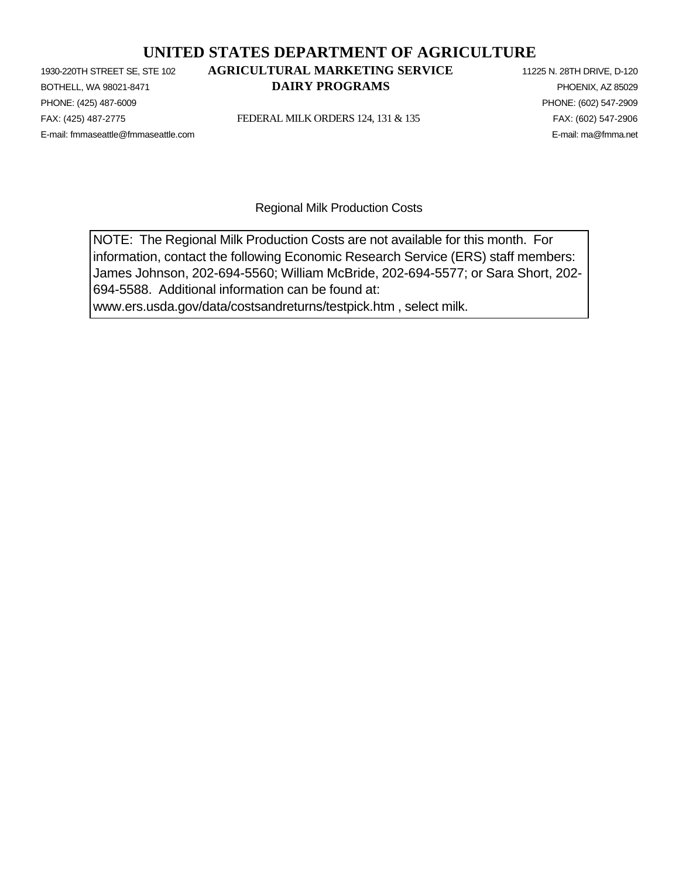# UNITED STATES DEPARTMENT OF AGRICULTURE

## AGRICULTURAL MARKETING SERVICE
## DAIRY PROGRAMS

1930-220TH STREET SE, STE 102
BOTHELL, WA 98021-8471
PHONE: (425) 487-6009
FAX: (425) 487-2775
E-mail: fmmaseattle@fmmaseattle.com

FEDERAL MILK ORDERS 124, 131 & 135

11225 N. 28TH DRIVE, D-120
PHOENIX, AZ 85029
PHONE: (602) 547-2909
FAX: (602) 547-2906
E-mail: ma@fmma.net

Regional Milk Production Costs

NOTE: The Regional Milk Production Costs are not available for this month. For information, contact the following Economic Research Service (ERS) staff members: James Johnson, 202-694-5560; William McBride, 202-694-5577; or Sara Short, 202-694-5588. Additional information can be found at: www.ers.usda.gov/data/costsandreturns/testpick.htm , select milk.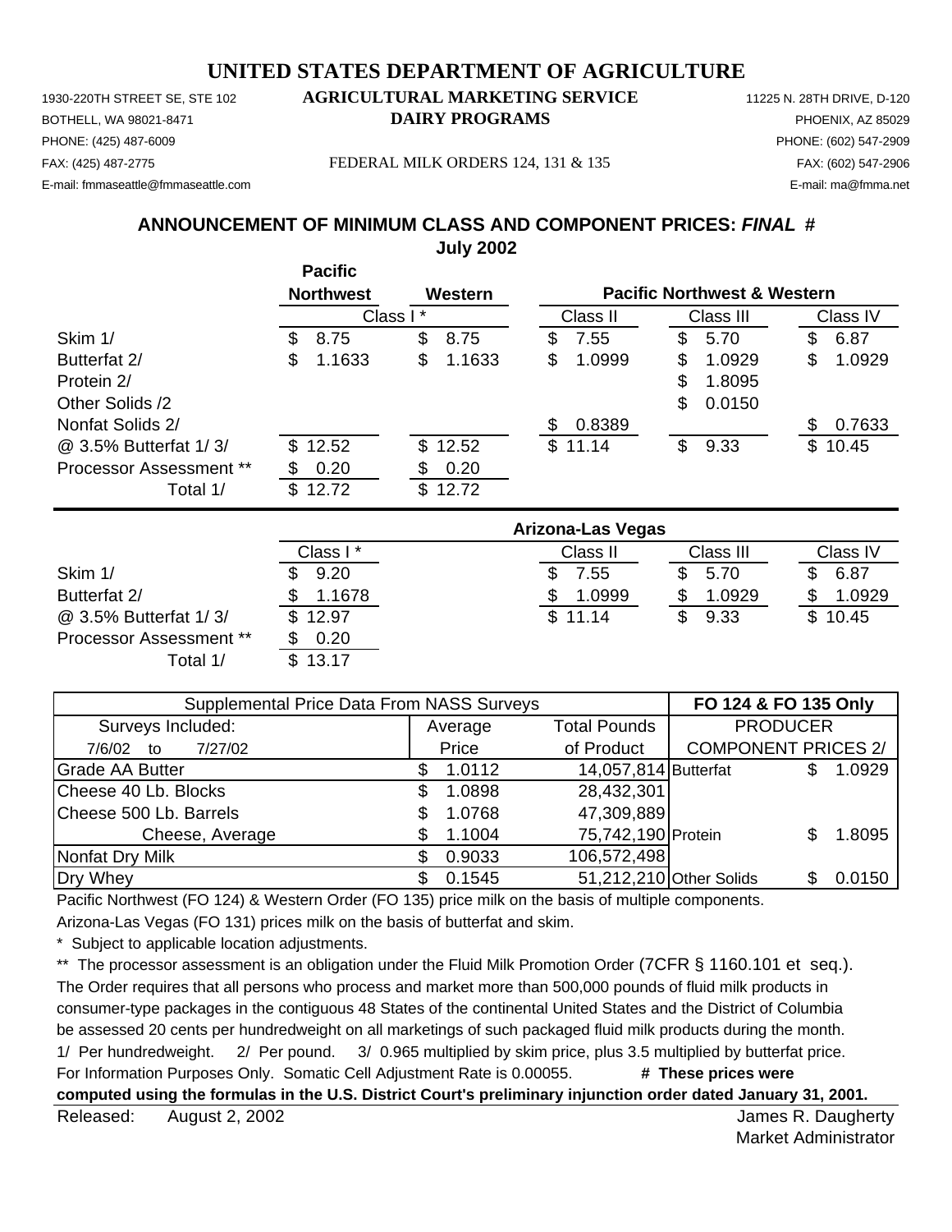# UNITED STATES DEPARTMENT OF AGRICULTURE

1930-220TH STREET SE, STE 102
BOTHELL, WA 98021-8471
PHONE: (425) 487-6009
FAX: (425) 487-2775
E-mail: fmmaseattle@fmmaseattle.com

**AGRICULTURAL MARKETING SERVICE**
**DAIRY PROGRAMS**

FEDERAL MILK ORDERS 124, 131 & 135

11225 N. 28TH DRIVE, D-120
PHOENIX, AZ 85029
PHONE: (602) 547-2909
FAX: (602) 547-2906
E-mail: ma@fmma.net

## ANNOUNCEMENT OF MINIMUM CLASS AND COMPONENT PRICES: *FINAL* #

**July 2002**

| | Pacific Northwest | Western | Pacific Northwest & Western | | |
|---|---|---|---|---|---|
| | Class I * | | Class II | Class III | Class IV |
| Skim 1/ | $ 8.75 | $ 8.75 | $ 7.55 | $ 5.70 | $ 6.87 |
| Butterfat 2/ | $ 1.1633 | $ 1.1633 | $ 1.0999 | $ 1.0929 | $ 1.0929 |
| Protein 2/ | | | | $ 1.8095 | |
| Other Solids /2 | | | | $ 0.0150 | |
| Nonfat Solids 2/ | | | $ 0.8389 | | $ 0.7633 |
| @ 3.5% Butterfat 1/ 3/ | $ 12.52 | $ 12.52 | $ 11.14 | $ 9.33 | $ 10.45 |
| Processor Assessment ** | $ 0.20 | $ 0.20 | | | |
| Total 1/ | $ 12.72 | $ 12.72 | | | |

| | Arizona-Las Vegas | | | |
|---|---|---|---|---|
| | Class I * | Class II | Class III | Class IV |
| Skim 1/ | $ 9.20 | $ 7.55 | $ 5.70 | $ 6.87 |
| Butterfat 2/ | $ 1.1678 | $ 1.0999 | $ 1.0929 | $ 1.0929 |
| @ 3.5% Butterfat 1/ 3/ | $ 12.97 | $ 11.14 | $ 9.33 | $ 10.45 |
| Processor Assessment ** | $ 0.20 | | | |
| Total 1/ | $ 13.17 | | | |

| Supplemental Price Data From NASS Surveys | | | FO 124 & FO 135 Only | |
|---|---|---|---|---|
| Surveys Included: | Average | Total Pounds | PRODUCER | |
| 7/6/02 to 7/27/02 | Price | of Product | COMPONENT PRICES 2/ | |
| Grade AA Butter | $ 1.0112 | 14,057,814 | Butterfat | $ 1.0929 |
| Cheese 40 Lb. Blocks | $ 1.0898 | 28,432,301 | | |
| Cheese 500 Lb. Barrels | $ 1.0768 | 47,309,889 | | |
| Cheese, Average | $ 1.1004 | 75,742,190 | Protein | $ 1.8095 |
| Nonfat Dry Milk | $ 0.9033 | 106,572,498 | | |
| Dry Whey | $ 0.1545 | 51,212,210 | Other Solids | $ 0.0150 |

Pacific Northwest (FO 124) & Western Order (FO 135) price milk on the basis of multiple components.

Arizona-Las Vegas (FO 131) prices milk on the basis of butterfat and skim.

\* Subject to applicable location adjustments.

** The processor assessment is an obligation under the Fluid Milk Promotion Order (7CFR § 1160.101 et seq.). The Order requires that all persons who process and market more than 500,000 pounds of fluid milk products in consumer-type packages in the contiguous 48 States of the continental United States and the District of Columbia be assessed 20 cents per hundredweight on all marketings of such packaged fluid milk products during the month.

1/ Per hundredweight. 2/ Per pound. 3/ 0.965 multiplied by skim price, plus 3.5 multiplied by butterfat price.

For Information Purposes Only. Somatic Cell Adjustment Rate is 0.00055. **# These prices were computed using the formulas in the U.S. District Court's preliminary injunction order dated January 31, 2001.**

Released: August 2, 2002

James R. Daugherty
Market Administrator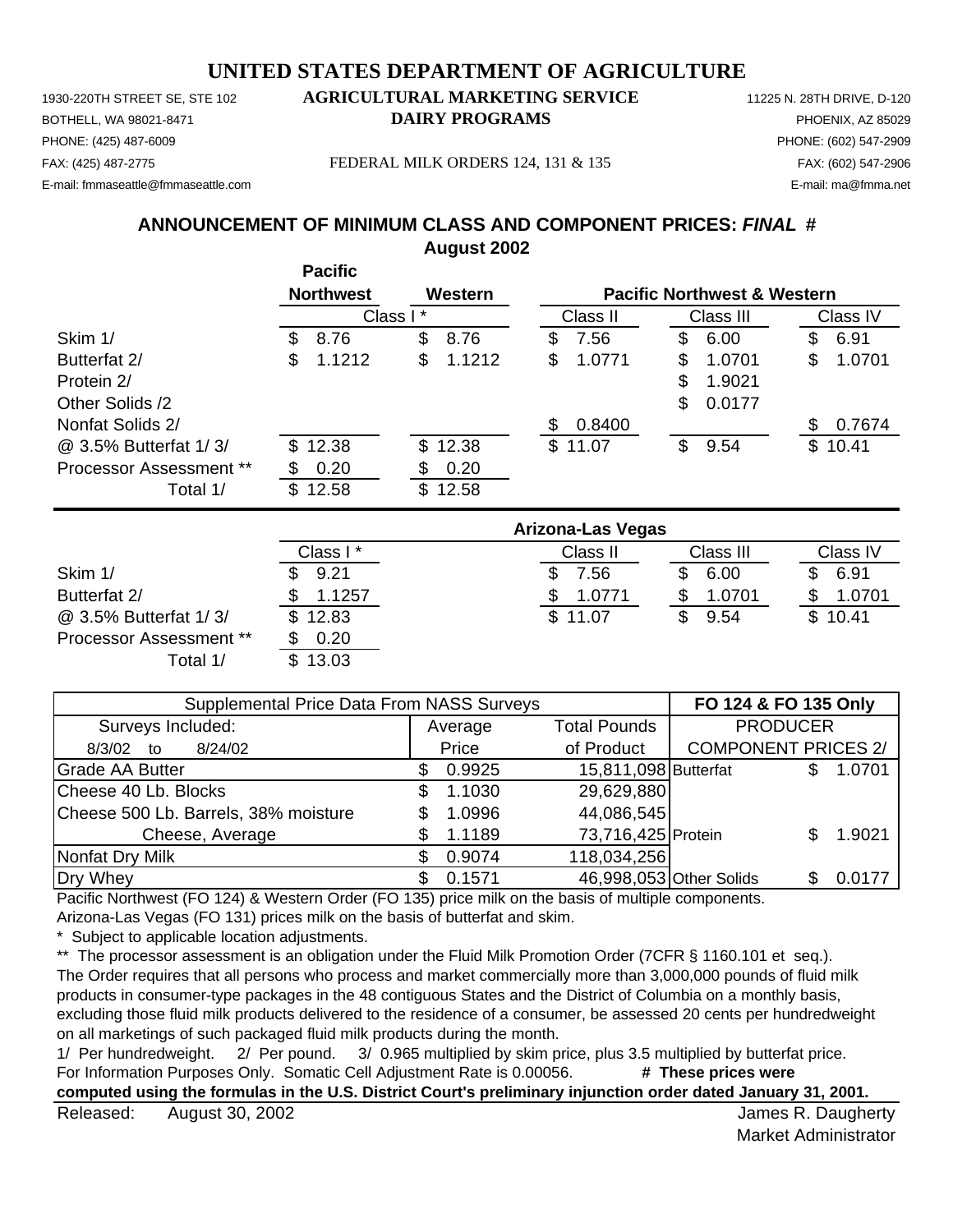# UNITED STATES DEPARTMENT OF AGRICULTURE

1930-220TH STREET SE, STE 102
BOTHELL, WA 98021-8471
PHONE: (425) 487-6009
FAX: (425) 487-2775
E-mail: fmmaseattle@fmmaseattle.com

**AGRICULTURAL MARKETING SERVICE**
**DAIRY PROGRAMS**

FEDERAL MILK ORDERS 124, 131 & 135

11225 N. 28TH DRIVE, D-120
PHOENIX, AZ 85029
PHONE: (602) 547-2909
FAX: (602) 547-2906
E-mail: ma@fmma.net

## ANNOUNCEMENT OF MINIMUM CLASS AND COMPONENT PRICES: *FINAL* #
### August 2002

| | Pacific Northwest | Western | Pacific Northwest & Western | | |
|---|---|---|---|---|---|
| | Class I * | | Class II | Class III | Class IV |
| Skim 1/ | $ 8.76 | $ 8.76 | $ 7.56 | $ 6.00 | $ 6.91 |
| Butterfat 2/ | $ 1.1212 | $ 1.1212 | $ 1.0771 | $ 1.0701 | $ 1.0701 |
| Protein 2/ | | | | $ 1.9021 | |
| Other Solids /2 | | | | $ 0.0177 | |
| Nonfat Solids 2/ | | | $ 0.8400 | | $ 0.7674 |
| @ 3.5% Butterfat 1/ 3/ | $ 12.38 | $ 12.38 | $ 11.07 | $ 9.54 | $ 10.41 |
| Processor Assessment ** | $ 0.20 | $ 0.20 | | | |
| Total 1/ | $ 12.58 | $ 12.58 | | | |

| | Arizona-Las Vegas | | | |
|---|---|---|---|---|
| | Class I * | Class II | Class III | Class IV |
| Skim 1/ | $ 9.21 | $ 7.56 | $ 6.00 | $ 6.91 |
| Butterfat 2/ | $ 1.1257 | $ 1.0771 | $ 1.0701 | $ 1.0701 |
| @ 3.5% Butterfat 1/ 3/ | $ 12.83 | $ 11.07 | $ 9.54 | $ 10.41 |
| Processor Assessment ** | $ 0.20 | | | |
| Total 1/ | $ 13.03 | | | |

| Supplemental Price Data From NASS Surveys | | | FO 124 & FO 135 Only | |
|---|---|---|---|---|
| Surveys Included: | Average | Total Pounds | PRODUCER | |
| 8/3/02 to 8/24/02 | Price | of Product | COMPONENT PRICES 2/ | |
| Grade AA Butter | $ 0.9925 | 15,811,098 | Butterfat | $ 1.0701 |
| Cheese 40 Lb. Blocks | $ 1.1030 | 29,629,880 | | |
| Cheese 500 Lb. Barrels, 38% moisture | $ 1.0996 | 44,086,545 | | |
| Cheese, Average | $ 1.1189 | 73,716,425 | Protein | $ 1.9021 |
| Nonfat Dry Milk | $ 0.9074 | 118,034,256 | | |
| Dry Whey | $ 0.1571 | 46,998,053 | Other Solids | $ 0.0177 |

Pacific Northwest (FO 124) & Western Order (FO 135) price milk on the basis of multiple components.
Arizona-Las Vegas (FO 131) prices milk on the basis of butterfat and skim.
* Subject to applicable location adjustments.
** The processor assessment is an obligation under the Fluid Milk Promotion Order (7CFR § 1160.101 et seq.). The Order requires that all persons who process and market commercially more than 3,000,000 pounds of fluid milk products in consumer-type packages in the 48 contiguous States and the District of Columbia on a monthly basis, excluding those fluid milk products delivered to the residence of a consumer, be assessed 20 cents per hundredweight on all marketings of such packaged fluid milk products during the month.
1/ Per hundredweight. 2/ Per pound. 3/ 0.965 multiplied by skim price, plus 3.5 multiplied by butterfat price.
For Information Purposes Only. Somatic Cell Adjustment Rate is 0.00056. **# These prices were computed using the formulas in the U.S. District Court's preliminary injunction order dated January 31, 2001.**

Released: August 30, 2002

James R. Daugherty
Market Administrator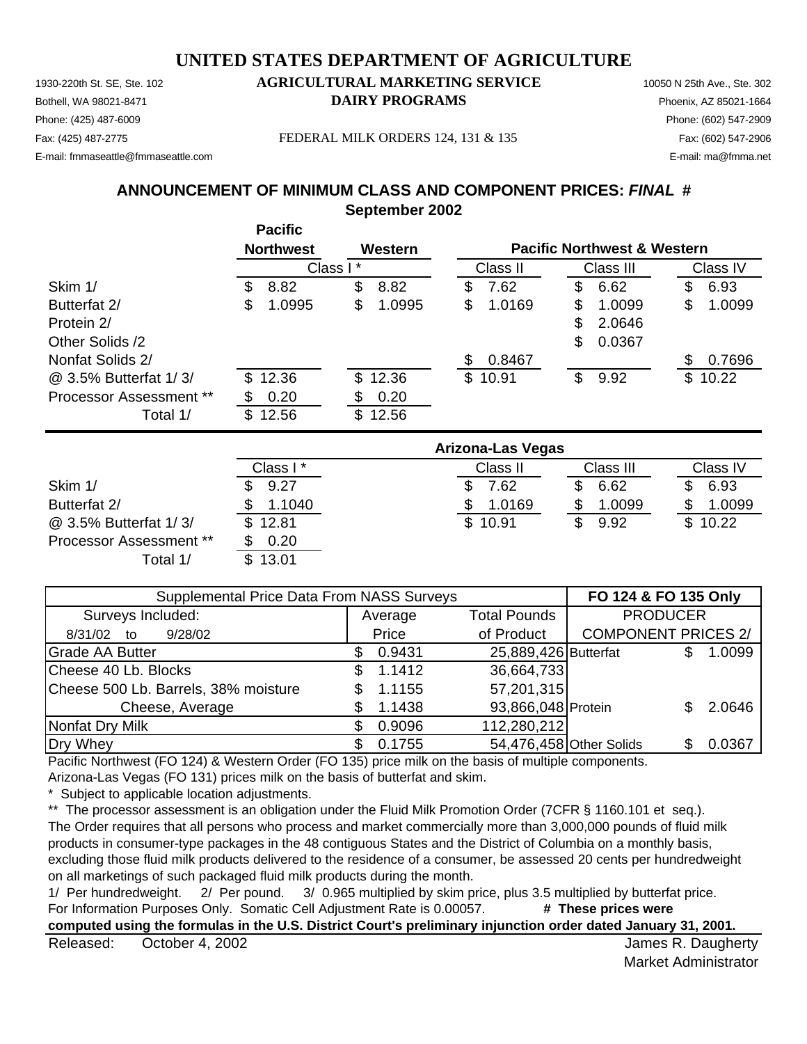# UNITED STATES DEPARTMENT OF AGRICULTURE

## AGRICULTURAL MARKETING SERVICE
## DAIRY PROGRAMS

1930-220th St. SE, Ste. 102
Bothell, WA 98021-8471
Phone: (425) 487-6009
Fax: (425) 487-2775
E-mail: fmmaseattle@fmmaseattle.com

10050 N 25th Ave., Ste. 302
Phoenix, AZ 85021-1664
Phone: (602) 547-2909
Fax: (602) 547-2906
E-mail: ma@fmma.net

FEDERAL MILK ORDERS 124, 131 & 135

## ANNOUNCEMENT OF MINIMUM CLASS AND COMPONENT PRICES: *FINAL* #
## September 2002

| | Pacific Northwest | Western | Pacific Northwest & Western | | |
|---|---|---|---|---|---|
| | Class I * | | Class II | Class III | Class IV |
| Skim 1/ | $ 8.82 | $ 8.82 | $ 7.62 | $ 6.62 | $ 6.93 |
| Butterfat 2/ | $ 1.0995 | $ 1.0995 | $ 1.0169 | $ 1.0099 | $ 1.0099 |
| Protein 2/ | | | | $ 2.0646 | |
| Other Solids /2 | | | | $ 0.0367 | |
| Nonfat Solids 2/ | | | $ 0.8467 | | $ 0.7696 |
| @ 3.5% Butterfat 1/ 3/ | $ 12.36 | $ 12.36 | $ 10.91 | $ 9.92 | $ 10.22 |
| Processor Assessment ** | $ 0.20 | $ 0.20 | | | |
| Total 1/ | $ 12.56 | $ 12.56 | | | |

| | Arizona-Las Vegas | | | |
|---|---|---|---|---|
| | Class I * | Class II | Class III | Class IV |
| Skim 1/ | $ 9.27 | $ 7.62 | $ 6.62 | $ 6.93 |
| Butterfat 2/ | $ 1.1040 | $ 1.0169 | $ 1.0099 | $ 1.0099 |
| @ 3.5% Butterfat 1/ 3/ | $ 12.81 | $ 10.91 | $ 9.92 | $ 10.22 |
| Processor Assessment ** | $ 0.20 | | | |
| Total 1/ | $ 13.01 | | | |

| Supplemental Price Data From NASS Surveys | | | FO 124 & FO 135 Only | |
|---|---|---|---|---|
| Surveys Included: | Average | Total Pounds | PRODUCER | |
| 8/31/02 to 9/28/02 | Price | of Product | COMPONENT PRICES 2/ | |
| Grade AA Butter | $ 0.9431 | 25,889,426 | Butterfat | $ 1.0099 |
| Cheese 40 Lb. Blocks | $ 1.1412 | 36,664,733 | | |
| Cheese 500 Lb. Barrels, 38% moisture | $ 1.1155 | 57,201,315 | | |
| Cheese, Average | $ 1.1438 | 93,866,048 | Protein | $ 2.0646 |
| Nonfat Dry Milk | $ 0.9096 | 112,280,212 | | |
| Dry Whey | $ 0.1755 | 54,476,458 | Other Solids | $ 0.0367 |

Pacific Northwest (FO 124) & Western Order (FO 135) price milk on the basis of multiple components.
Arizona-Las Vegas (FO 131) prices milk on the basis of butterfat and skim.

\* Subject to applicable location adjustments.

** The processor assessment is an obligation under the Fluid Milk Promotion Order (7CFR § 1160.101 et seq.). The Order requires that all persons who process and market commercially more than 3,000,000 pounds of fluid milk products in consumer-type packages in the 48 contiguous States and the District of Columbia on a monthly basis, excluding those fluid milk products delivered to the residence of a consumer, be assessed 20 cents per hundredweight on all marketings of such packaged fluid milk products during the month.

1/ Per hundredweight. 2/ Per pound. 3/ 0.965 multiplied by skim price, plus 3.5 multiplied by butterfat price.
For Information Purposes Only. Somatic Cell Adjustment Rate is 0.00057. **# These prices were computed using the formulas in the U.S. District Court's preliminary injunction order dated January 31, 2001.**

Released: October 4, 2002

James R. Daugherty
Market Administrator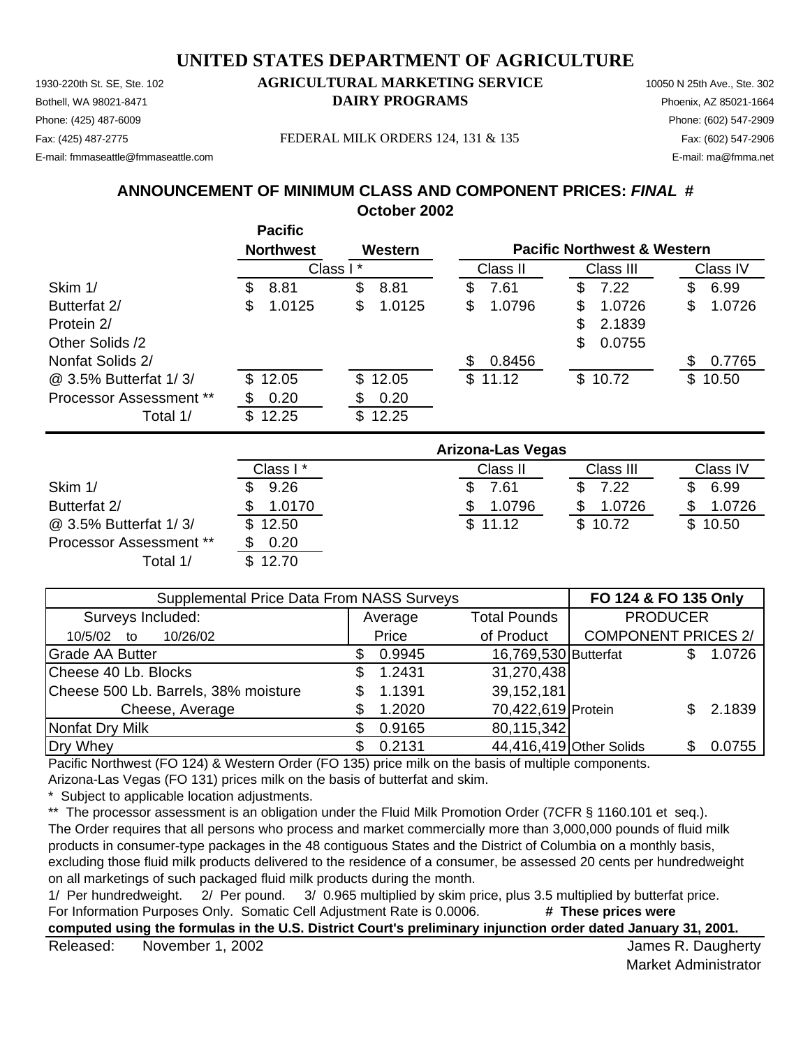# UNITED STATES DEPARTMENT OF AGRICULTURE

1930-220th St. SE, Ste. 102 | **AGRICULTURAL MARKETING SERVICE** | 10050 N 25th Ave., Ste. 302
Bothell, WA 98021-8471 | **DAIRY PROGRAMS** | Phoenix, AZ 85021-1664
Phone: (425) 487-6009 | | Phone: (602) 547-2909
Fax: (425) 487-2775 | FEDERAL MILK ORDERS 124, 131 & 135 | Fax: (602) 547-2906
E-mail: fmmaseattle@fmmaseattle.com | | E-mail: ma@fmma.net

## ANNOUNCEMENT OF MINIMUM CLASS AND COMPONENT PRICES: *FINAL* #
## October 2002

| | Pacific Northwest | Western | Pacific Northwest & Western | | |
|---|---|---|---|---|---|
| | Class I * | | Class II | Class III | Class IV |
| Skim 1/ | $ 8.81 | $ 8.81 | $ 7.61 | $ 7.22 | $ 6.99 |
| Butterfat 2/ | $ 1.0125 | $ 1.0125 | $ 1.0796 | $ 1.0726 | $ 1.0726 |
| Protein 2/ | | | | $ 2.1839 | |
| Other Solids /2 | | | | $ 0.0755 | |
| Nonfat Solids 2/ | | | $ 0.8456 | | $ 0.7765 |
| @ 3.5% Butterfat 1/ 3/ | $ 12.05 | $ 12.05 | $ 11.12 | $ 10.72 | $ 10.50 |
| Processor Assessment ** | $ 0.20 | $ 0.20 | | | |
| Total 1/ | $ 12.25 | $ 12.25 | | | |

| | Arizona-Las Vegas | | | |
|---|---|---|---|---|
| | Class I * | Class II | Class III | Class IV |
| Skim 1/ | $ 9.26 | $ 7.61 | $ 7.22 | $ 6.99 |
| Butterfat 2/ | $ 1.0170 | $ 1.0796 | $ 1.0726 | $ 1.0726 |
| @ 3.5% Butterfat 1/ 3/ | $ 12.50 | $ 11.12 | $ 10.72 | $ 10.50 |
| Processor Assessment ** | $ 0.20 | | | |
| Total 1/ | $ 12.70 | | | |

| Supplemental Price Data From NASS Surveys | | | FO 124 & FO 135 Only | |
|---|---|---|---|---|
| Surveys Included: | Average | Total Pounds | PRODUCER | |
| 10/5/02 to 10/26/02 | Price | of Product | COMPONENT PRICES 2/ | |
| Grade AA Butter | $ 0.9945 | 16,769,530 | Butterfat | $ 1.0726 |
| Cheese 40 Lb. Blocks | $ 1.2431 | 31,270,438 | | |
| Cheese 500 Lb. Barrels, 38% moisture | $ 1.1391 | 39,152,181 | | |
| Cheese, Average | $ 1.2020 | 70,422,619 | Protein | $ 2.1839 |
| Nonfat Dry Milk | $ 0.9165 | 80,115,342 | | |
| Dry Whey | $ 0.2131 | 44,416,419 | Other Solids | $ 0.0755 |

Pacific Northwest (FO 124) & Western Order (FO 135) price milk on the basis of multiple components.
Arizona-Las Vegas (FO 131) prices milk on the basis of butterfat and skim.

\* Subject to applicable location adjustments.

** The processor assessment is an obligation under the Fluid Milk Promotion Order (7CFR § 1160.101 et seq.). The Order requires that all persons who process and market commercially more than 3,000,000 pounds of fluid milk products in consumer-type packages in the 48 contiguous States and the District of Columbia on a monthly basis, excluding those fluid milk products delivered to the residence of a consumer, be assessed 20 cents per hundredweight on all marketings of such packaged fluid milk products during the month.

1/ Per hundredweight. 2/ Per pound. 3/ 0.965 multiplied by skim price, plus 3.5 multiplied by butterfat price.
For Information Purposes Only. Somatic Cell Adjustment Rate is 0.0006. **# These prices were computed using the formulas in the U.S. District Court's preliminary injunction order dated January 31, 2001.**

Released: November 1, 2002

James R. Daugherty
Market Administrator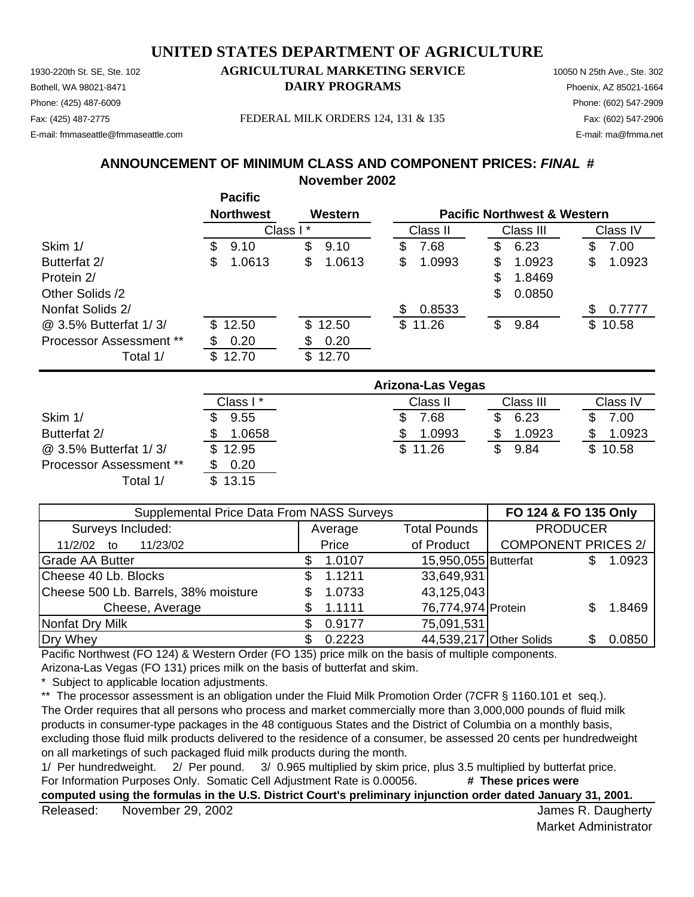# UNITED STATES DEPARTMENT OF AGRICULTURE

## AGRICULTURAL MARKETING SERVICE
## DAIRY PROGRAMS

1930-220th St. SE, Ste. 102
Bothell, WA 98021-8471
Phone: (425) 487-6009
Fax: (425) 487-2775
E-mail: fmmaseattle@fmmaseattle.com

10050 N 25th Ave., Ste. 302
Phoenix, AZ 85021-1664
Phone: (602) 547-2909
Fax: (602) 547-2906
E-mail: ma@fmma.net

FEDERAL MILK ORDERS 124, 131 & 135

### ANNOUNCEMENT OF MINIMUM CLASS AND COMPONENT PRICES: *FINAL* #
### November 2002

| | Pacific Northwest | Western | Pacific Northwest & Western | | |
|---|---|---|---|---|---|
| | Class I * | | Class II | Class III | Class IV |
| Skim 1/ | $ 9.10 | $ 9.10 | $ 7.68 | $ 6.23 | $ 7.00 |
| Butterfat 2/ | $ 1.0613 | $ 1.0613 | $ 1.0993 | $ 1.0923 | $ 1.0923 |
| Protein 2/ | | | | $ 1.8469 | |
| Other Solids /2 | | | | $ 0.0850 | |
| Nonfat Solids 2/ | | | $ 0.8533 | | $ 0.7777 |
| @ 3.5% Butterfat 1/ 3/ | $ 12.50 | $ 12.50 | $ 11.26 | $ 9.84 | $ 10.58 |
| Processor Assessment ** | $ 0.20 | $ 0.20 | | | |
| Total 1/ | $ 12.70 | $ 12.70 | | | |

| | Arizona-Las Vegas | | | |
|---|---|---|---|---|
| | Class I * | Class II | Class III | Class IV |
| Skim 1/ | $ 9.55 | $ 7.68 | $ 6.23 | $ 7.00 |
| Butterfat 2/ | $ 1.0658 | $ 1.0993 | $ 1.0923 | $ 1.0923 |
| @ 3.5% Butterfat 1/ 3/ | $ 12.95 | $ 11.26 | $ 9.84 | $ 10.58 |
| Processor Assessment ** | $ 0.20 | | | |
| Total 1/ | $ 13.15 | | | |

| Supplemental Price Data From NASS Surveys | | | FO 124 & FO 135 Only | |
|---|---|---|---|---|
| Surveys Included: | Average | Total Pounds | PRODUCER | |
| 11/2/02 to 11/23/02 | Price | of Product | COMPONENT PRICES 2/ | |
| Grade AA Butter | $ 1.0107 | 15,950,055 | Butterfat | $ 1.0923 |
| Cheese 40 Lb. Blocks | $ 1.1211 | 33,649,931 | | |
| Cheese 500 Lb. Barrels, 38% moisture | $ 1.0733 | 43,125,043 | | |
| Cheese, Average | $ 1.1111 | 76,774,974 | Protein | $ 1.8469 |
| Nonfat Dry Milk | $ 0.9177 | 75,091,531 | | |
| Dry Whey | $ 0.2223 | 44,539,217 | Other Solids | $ 0.0850 |

Pacific Northwest (FO 124) & Western Order (FO 135) price milk on the basis of multiple components.
Arizona-Las Vegas (FO 131) prices milk on the basis of butterfat and skim.

\* Subject to applicable location adjustments.

** The processor assessment is an obligation under the Fluid Milk Promotion Order (7CFR § 1160.101 et seq.). The Order requires that all persons who process and market commercially more than 3,000,000 pounds of fluid milk products in consumer-type packages in the 48 contiguous States and the District of Columbia on a monthly basis, excluding those fluid milk products delivered to the residence of a consumer, be assessed 20 cents per hundredweight on all marketings of such packaged fluid milk products during the month.

1/ Per hundredweight. 2/ Per pound. 3/ 0.965 multiplied by skim price, plus 3.5 multiplied by butterfat price.
For Information Purposes Only. Somatic Cell Adjustment Rate is 0.00056. **# These prices were computed using the formulas in the U.S. District Court's preliminary injunction order dated January 31, 2001.**

Released: November 29, 2002

James R. Daugherty
Market Administrator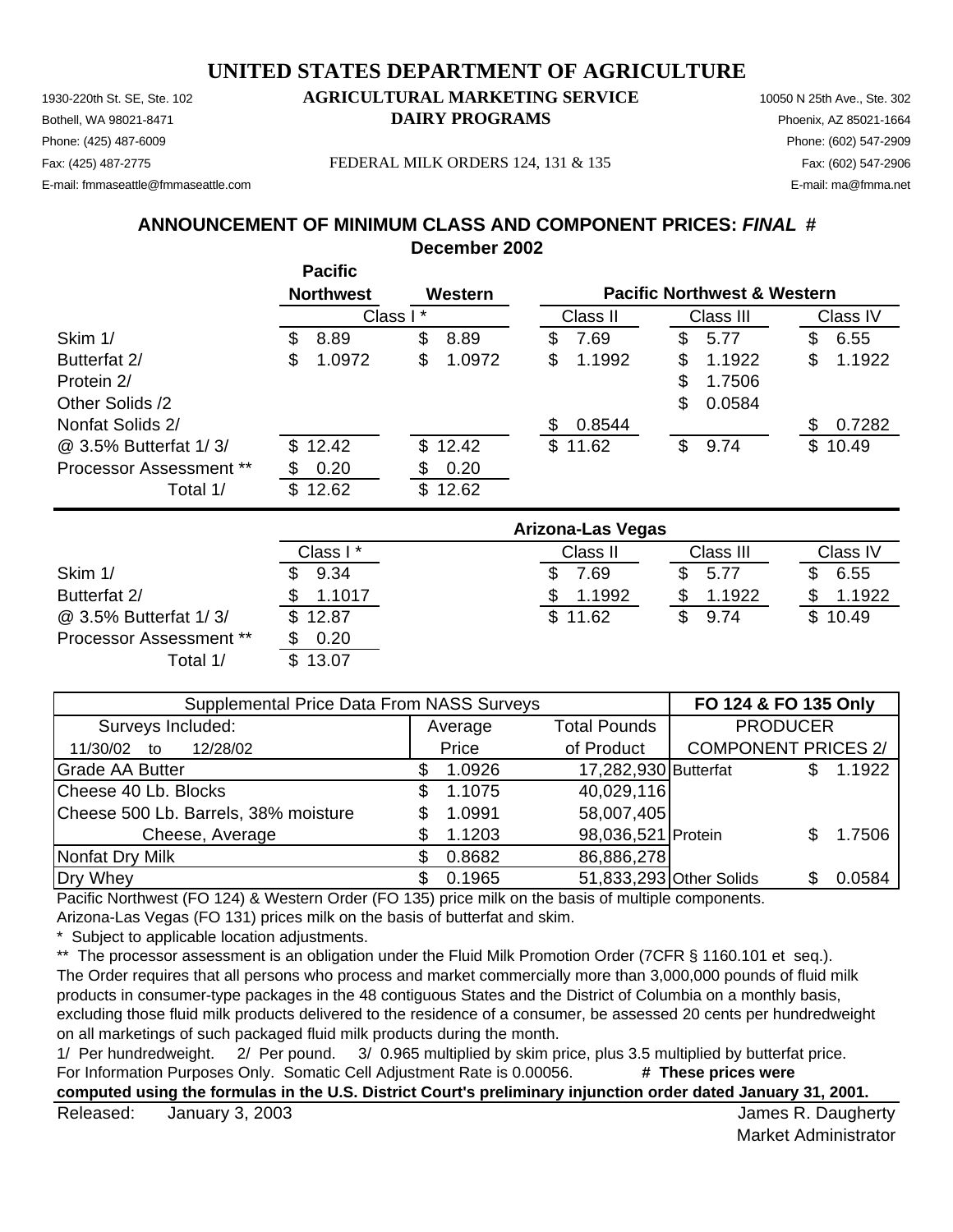# UNITED STATES DEPARTMENT OF AGRICULTURE

1930-220th St. SE, Ste. 102 **AGRICULTURAL MARKETING SERVICE** 10050 N 25th Ave., Ste. 302
Bothell, WA 98021-8471 **DAIRY PROGRAMS** Phoenix, AZ 85021-1664
Phone: (425) 487-6009 Phone: (602) 547-2909
Fax: (425) 487-2775 FEDERAL MILK ORDERS 124, 131 & 135 Fax: (602) 547-2906
E-mail: fmmaseattle@fmmaseattle.com E-mail: ma@fmma.net

## ANNOUNCEMENT OF MINIMUM CLASS AND COMPONENT PRICES: *FINAL* #
## December 2002

| | Pacific Northwest | Western | Pacific Northwest & Western | | |
|---|---|---|---|---|---|
| | Class I * | | Class II | Class III | Class IV |
| Skim 1/ | $ 8.89 | $ 8.89 | $ 7.69 | $ 5.77 | $ 6.55 |
| Butterfat 2/ | $ 1.0972 | $ 1.0972 | $ 1.1992 | $ 1.1922 | $ 1.1922 |
| Protein 2/ | | | | $ 1.7506 | |
| Other Solids /2 | | | | $ 0.0584 | |
| Nonfat Solids 2/ | | | $ 0.8544 | | $ 0.7282 |
| @ 3.5% Butterfat 1/ 3/ | $ 12.42 | $ 12.42 | $ 11.62 | $ 9.74 | $ 10.49 |
| Processor Assessment ** | $ 0.20 | $ 0.20 | | | |
| Total 1/ | $ 12.62 | $ 12.62 | | | |

| | Arizona-Las Vegas | | | |
|---|---|---|---|---|
| | Class I * | Class II | Class III | Class IV |
| Skim 1/ | $ 9.34 | $ 7.69 | $ 5.77 | $ 6.55 |
| Butterfat 2/ | $ 1.1017 | $ 1.1992 | $ 1.1922 | $ 1.1922 |
| @ 3.5% Butterfat 1/ 3/ | $ 12.87 | $ 11.62 | $ 9.74 | $ 10.49 |
| Processor Assessment ** | $ 0.20 | | | |
| Total 1/ | $ 13.07 | | | |

| Supplemental Price Data From NASS Surveys | | | FO 124 & FO 135 Only | |
|---|---|---|---|---|
| Surveys Included: | Average | Total Pounds | PRODUCER | |
| 11/30/02 to 12/28/02 | Price | of Product | COMPONENT PRICES 2/ | |
| Grade AA Butter | $ 1.0926 | 17,282,930 | Butterfat | $ 1.1922 |
| Cheese 40 Lb. Blocks | $ 1.1075 | 40,029,116 | | |
| Cheese 500 Lb. Barrels, 38% moisture | $ 1.0991 | 58,007,405 | | |
| Cheese, Average | $ 1.1203 | 98,036,521 | Protein | $ 1.7506 |
| Nonfat Dry Milk | $ 0.8682 | 86,886,278 | | |
| Dry Whey | $ 0.1965 | 51,833,293 | Other Solids | $ 0.0584 |

Pacific Northwest (FO 124) & Western Order (FO 135) price milk on the basis of multiple components.
Arizona-Las Vegas (FO 131) prices milk on the basis of butterfat and skim.
\* Subject to applicable location adjustments.
\*\* The processor assessment is an obligation under the Fluid Milk Promotion Order (7CFR § 1160.101 et seq.). The Order requires that all persons who process and market commercially more than 3,000,000 pounds of fluid milk products in consumer-type packages in the 48 contiguous States and the District of Columbia on a monthly basis, excluding those fluid milk products delivered to the residence of a consumer, be assessed 20 cents per hundredweight on all marketings of such packaged fluid milk products during the month.
1/ Per hundredweight. 2/ Per pound. 3/ 0.965 multiplied by skim price, plus 3.5 multiplied by butterfat price.
For Information Purposes Only. Somatic Cell Adjustment Rate is 0.00056. **# These prices were computed using the formulas in the U.S. District Court's preliminary injunction order dated January 31, 2001.**

Released: January 3, 2003

James R. Daugherty
Market Administrator